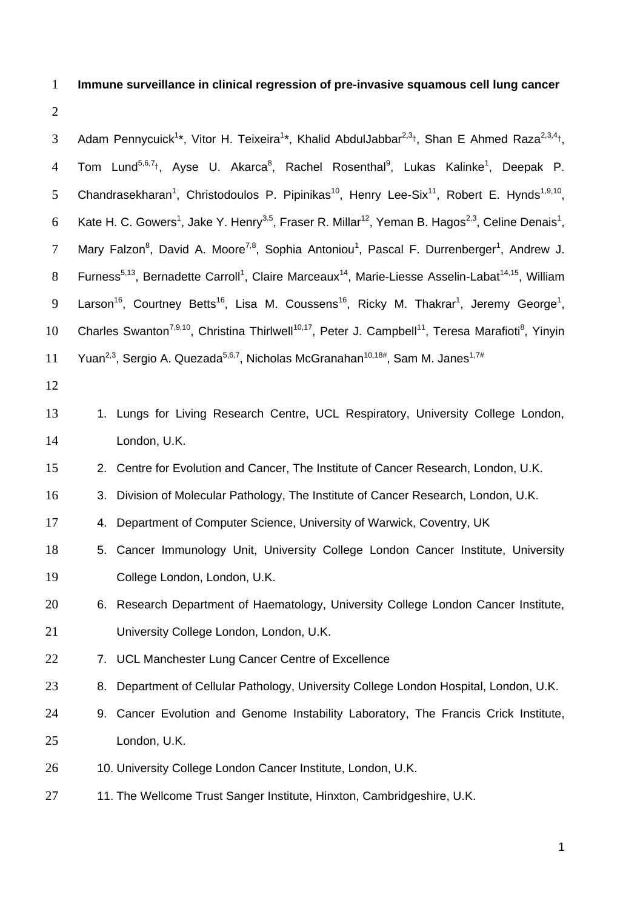# Immune surveillance in clinical regression of pre-invasive squamous cell lung cancer

Adam Pennycuick[1]*, Vitor H. Teixeira[1]*, Khalid AbdulJabbar[2,3]†, Shan E Ahmed Raza[2,3,4]†, Tom Lund[5,6,7]†, Ayse U. Akarca[8], Rachel Rosenthal[9], Lukas Kalinke[1], Deepak P. Chandrasekharan[1], Christodoulos P. Pipinikas[10], Henry Lee-Six[11], Robert E. Hynds[1,9,10], Kate H. C. Gowers[1], Jake Y. Henry[3,5], Fraser R. Millar[12], Yeman B. Hagos[2,3], Celine Denais[1], Mary Falzon[8], David A. Moore[7,8], Sophia Antoniou[1], Pascal F. Durrenberger[1], Andrew J. Furness[5,13], Bernadette Carroll[1], Claire Marceaux[14], Marie-Liesse Asselin-Labat[14,15], William Larson[16], Courtney Betts[16], Lisa M. Coussens[16], Ricky M. Thakrar[1], Jeremy George[1], Charles Swanton[7,9,10], Christina Thirlwell[10,17], Peter J. Campbell[11], Teresa Marafioti[8], Yinyin Yuan[2,3], Sergio A. Quezada[5,6,7], Nicholas McGranahan[10,18#], Sam M. Janes[1,7#]

1. Lungs for Living Research Centre, UCL Respiratory, University College London, London, U.K.
2. Centre for Evolution and Cancer, The Institute of Cancer Research, London, U.K.
3. Division of Molecular Pathology, The Institute of Cancer Research, London, U.K.
4. Department of Computer Science, University of Warwick, Coventry, UK
5. Cancer Immunology Unit, University College London Cancer Institute, University College London, London, U.K.
6. Research Department of Haematology, University College London Cancer Institute, University College London, London, U.K.
7. UCL Manchester Lung Cancer Centre of Excellence
8. Department of Cellular Pathology, University College London Hospital, London, U.K.
9. Cancer Evolution and Genome Instability Laboratory, The Francis Crick Institute, London, U.K.
10. University College London Cancer Institute, London, U.K.
11. The Wellcome Trust Sanger Institute, Hinxton, Cambridgeshire, U.K.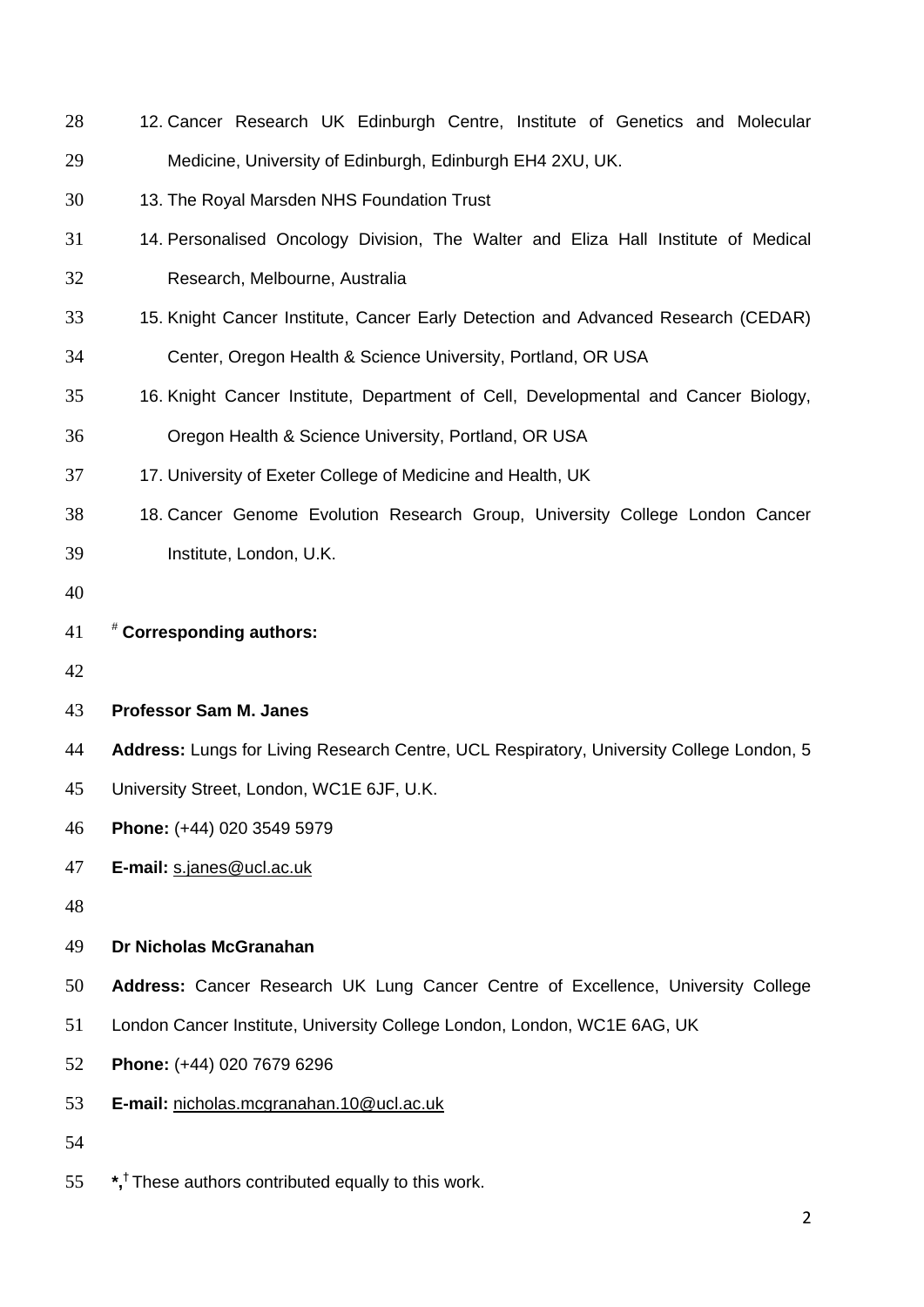12. Cancer Research UK Edinburgh Centre, Institute of Genetics and Molecular Medicine, University of Edinburgh, Edinburgh EH4 2XU, UK.
13. The Royal Marsden NHS Foundation Trust
14. Personalised Oncology Division, The Walter and Eliza Hall Institute of Medical Research, Melbourne, Australia
15. Knight Cancer Institute, Cancer Early Detection and Advanced Research (CEDAR) Center, Oregon Health & Science University, Portland, OR USA
16. Knight Cancer Institute, Department of Cell, Developmental and Cancer Biology, Oregon Health & Science University, Portland, OR USA
17. University of Exeter College of Medicine and Health, UK
18. Cancer Genome Evolution Research Group, University College London Cancer Institute, London, U.K.

[#] **Corresponding authors:**

**Professor Sam M. Janes**

**Address:** Lungs for Living Research Centre, UCL Respiratory, University College London, 5 University Street, London, WC1E 6JF, U.K.

**Phone:** (+44) 020 3549 5979

**E-mail:** s.janes@ucl.ac.uk

**Dr Nicholas McGranahan**

**Address:** Cancer Research UK Lung Cancer Centre of Excellence, University College London Cancer Institute, University College London, London, WC1E 6AG, UK

**Phone:** (+44) 020 7679 6296

**E-mail:** nicholas.mcgranahan.10@ucl.ac.uk

**\*,**[†] These authors contributed equally to this work.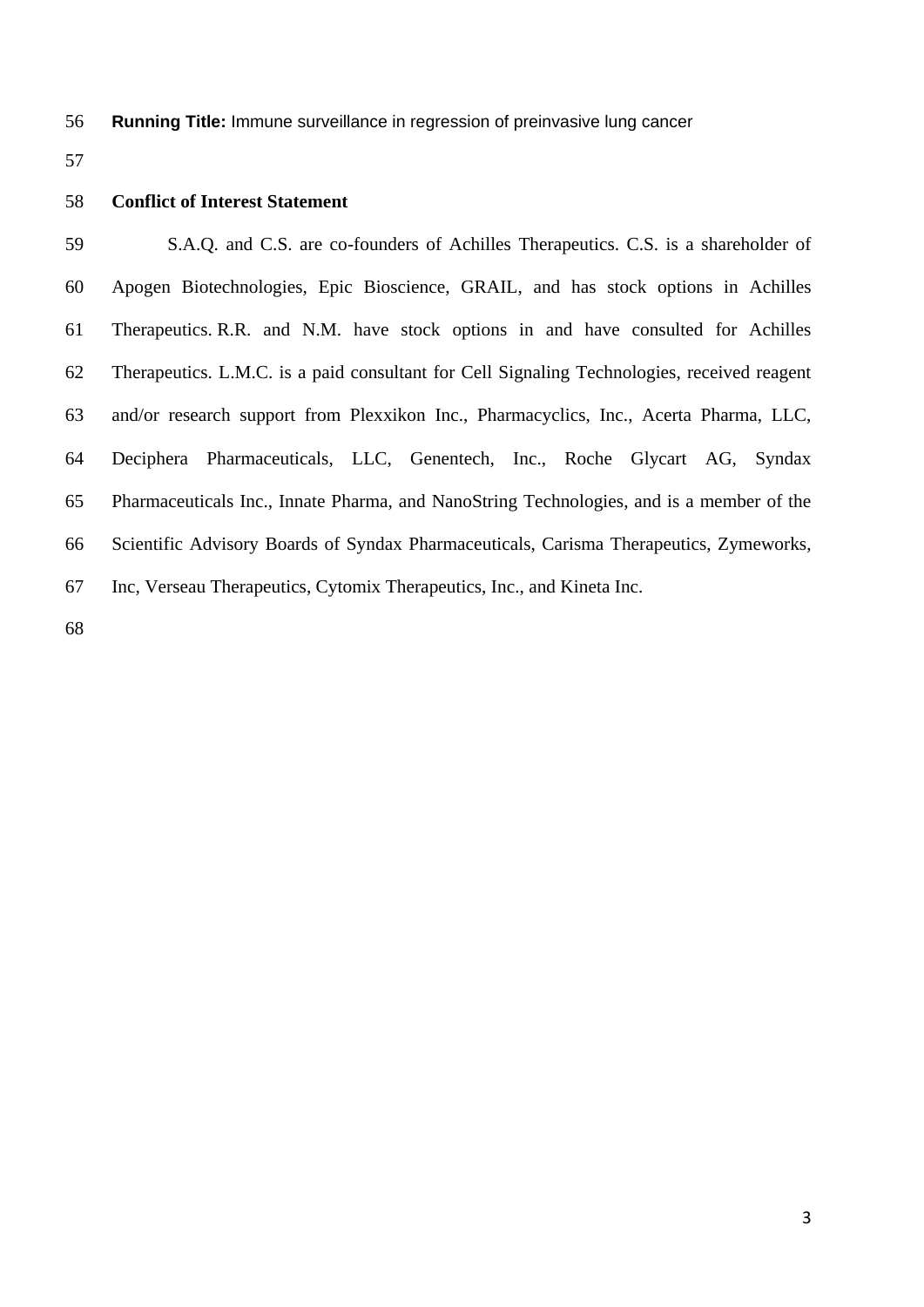**Running Title:** Immune surveillance in regression of preinvasive lung cancer

**Conflict of Interest Statement**

S.A.Q. and C.S. are co-founders of Achilles Therapeutics. C.S. is a shareholder of Apogen Biotechnologies, Epic Bioscience, GRAIL, and has stock options in Achilles Therapeutics. R.R. and N.M. have stock options in and have consulted for Achilles Therapeutics. L.M.C. is a paid consultant for Cell Signaling Technologies, received reagent and/or research support from Plexxikon Inc., Pharmacyclics, Inc., Acerta Pharma, LLC, Deciphera Pharmaceuticals, LLC, Genentech, Inc., Roche Glycart AG, Syndax Pharmaceuticals Inc., Innate Pharma, and NanoString Technologies, and is a member of the Scientific Advisory Boards of Syndax Pharmaceuticals, Carisma Therapeutics, Zymeworks, Inc, Verseau Therapeutics, Cytomix Therapeutics, Inc., and Kineta Inc.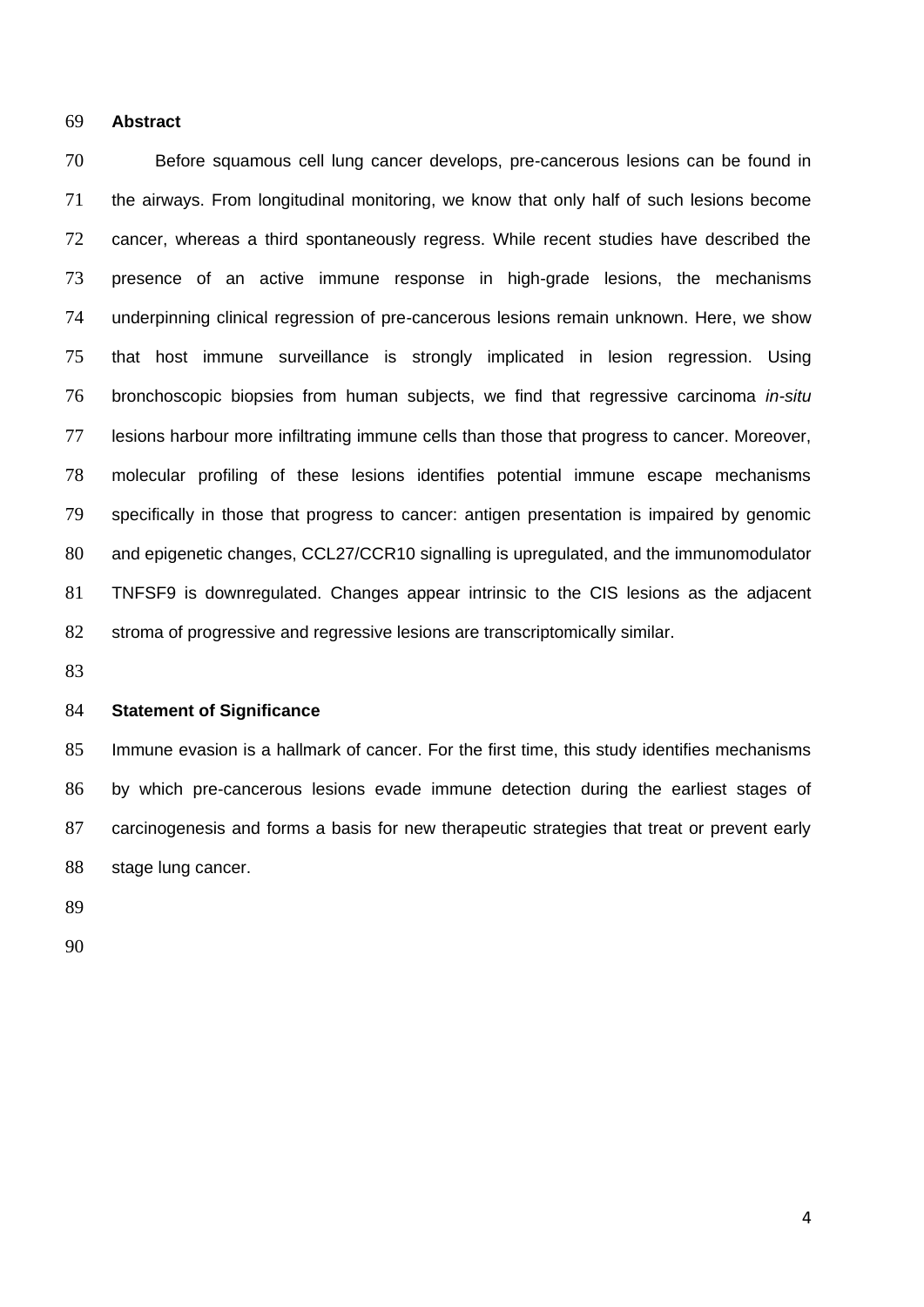## Abstract

Before squamous cell lung cancer develops, pre-cancerous lesions can be found in the airways. From longitudinal monitoring, we know that only half of such lesions become cancer, whereas a third spontaneously regress. While recent studies have described the presence of an active immune response in high-grade lesions, the mechanisms underpinning clinical regression of pre-cancerous lesions remain unknown. Here, we show that host immune surveillance is strongly implicated in lesion regression. Using bronchoscopic biopsies from human subjects, we find that regressive carcinoma *in-situ* lesions harbour more infiltrating immune cells than those that progress to cancer. Moreover, molecular profiling of these lesions identifies potential immune escape mechanisms specifically in those that progress to cancer: antigen presentation is impaired by genomic and epigenetic changes, CCL27/CCR10 signalling is upregulated, and the immunomodulator TNFSF9 is downregulated. Changes appear intrinsic to the CIS lesions as the adjacent stroma of progressive and regressive lesions are transcriptomically similar.

## Statement of Significance

Immune evasion is a hallmark of cancer. For the first time, this study identifies mechanisms by which pre-cancerous lesions evade immune detection during the earliest stages of carcinogenesis and forms a basis for new therapeutic strategies that treat or prevent early stage lung cancer.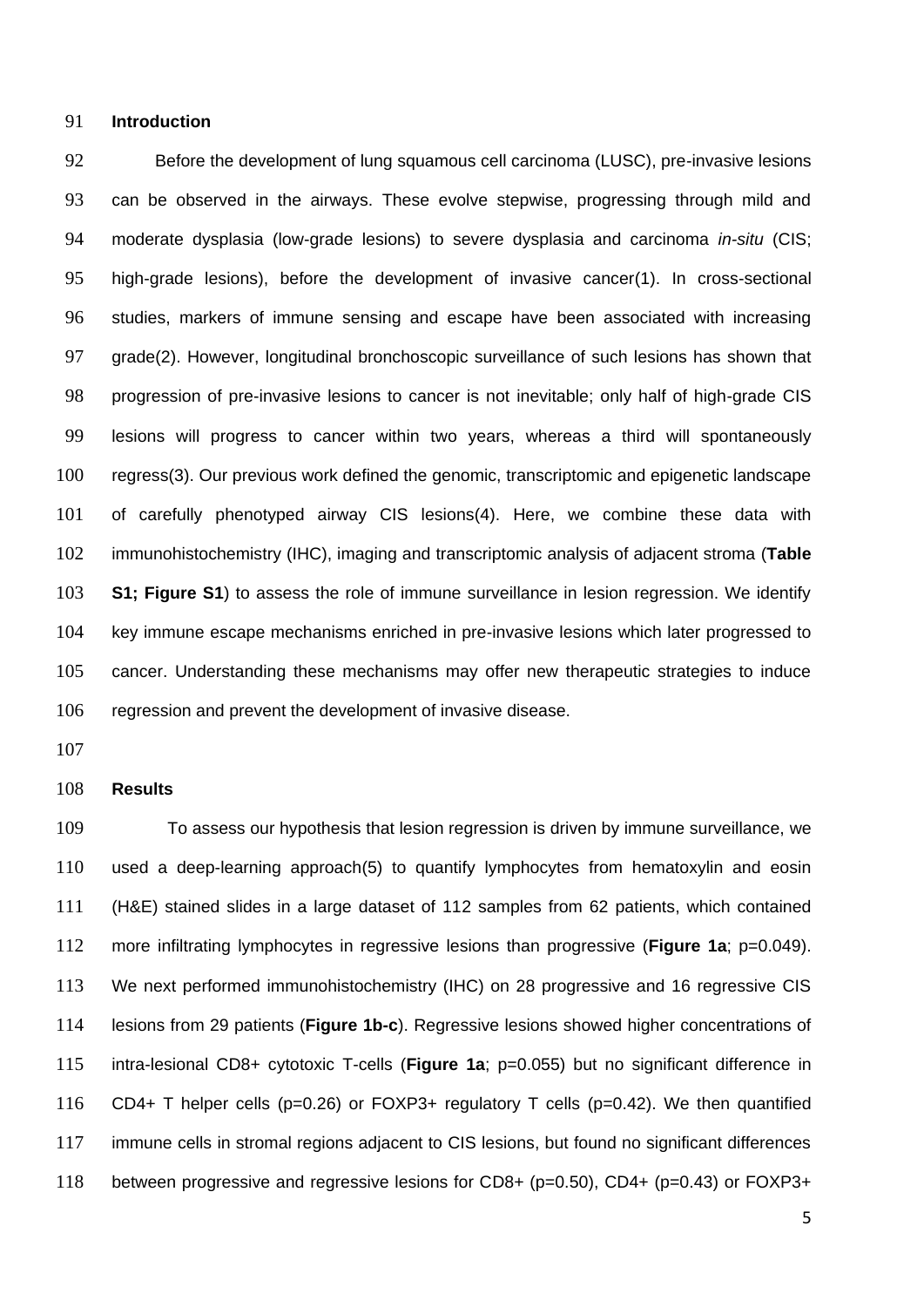## Introduction

Before the development of lung squamous cell carcinoma (LUSC), pre-invasive lesions can be observed in the airways. These evolve stepwise, progressing through mild and moderate dysplasia (low-grade lesions) to severe dysplasia and carcinoma *in-situ* (CIS; high-grade lesions), before the development of invasive cancer(1). In cross-sectional studies, markers of immune sensing and escape have been associated with increasing grade(2). However, longitudinal bronchoscopic surveillance of such lesions has shown that progression of pre-invasive lesions to cancer is not inevitable; only half of high-grade CIS lesions will progress to cancer within two years, whereas a third will spontaneously regress(3). Our previous work defined the genomic, transcriptomic and epigenetic landscape of carefully phenotyped airway CIS lesions(4). Here, we combine these data with immunohistochemistry (IHC), imaging and transcriptomic analysis of adjacent stroma (**Table S1; Figure S1**) to assess the role of immune surveillance in lesion regression. We identify key immune escape mechanisms enriched in pre-invasive lesions which later progressed to cancer. Understanding these mechanisms may offer new therapeutic strategies to induce regression and prevent the development of invasive disease.

## Results

To assess our hypothesis that lesion regression is driven by immune surveillance, we used a deep-learning approach(5) to quantify lymphocytes from hematoxylin and eosin (H&E) stained slides in a large dataset of 112 samples from 62 patients, which contained more infiltrating lymphocytes in regressive lesions than progressive (**Figure 1a**; p=0.049). We next performed immunohistochemistry (IHC) on 28 progressive and 16 regressive CIS lesions from 29 patients (**Figure 1b-c**). Regressive lesions showed higher concentrations of intra-lesional CD8+ cytotoxic T-cells (**Figure 1a**; p=0.055) but no significant difference in CD4+ T helper cells (p=0.26) or FOXP3+ regulatory T cells (p=0.42). We then quantified immune cells in stromal regions adjacent to CIS lesions, but found no significant differences between progressive and regressive lesions for CD8+ (p=0.50), CD4+ (p=0.43) or FOXP3+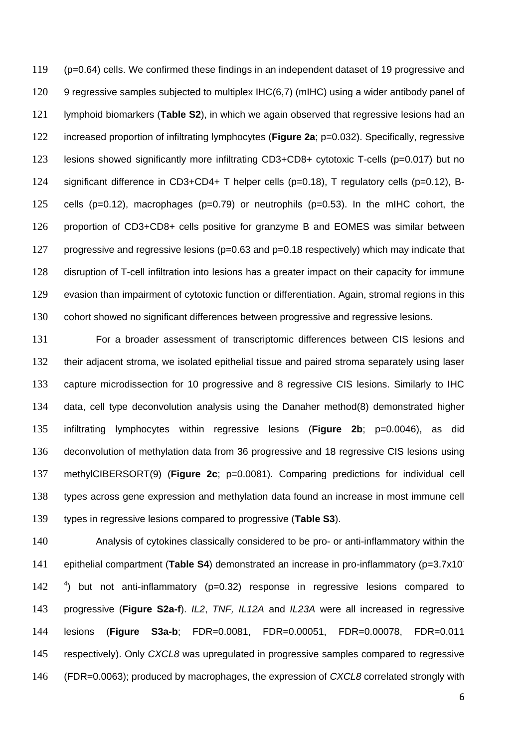(p=0.64) cells. We confirmed these findings in an independent dataset of 19 progressive and 9 regressive samples subjected to multiplex IHC(6,7) (mIHC) using a wider antibody panel of lymphoid biomarkers (**Table S2**), in which we again observed that regressive lesions had an increased proportion of infiltrating lymphocytes (**Figure 2a**; p=0.032). Specifically, regressive lesions showed significantly more infiltrating CD3+CD8+ cytotoxic T-cells (p=0.017) but no significant difference in CD3+CD4+ T helper cells (p=0.18), T regulatory cells (p=0.12), B-cells (p=0.12), macrophages (p=0.79) or neutrophils (p=0.53). In the mIHC cohort, the proportion of CD3+CD8+ cells positive for granzyme B and EOMES was similar between progressive and regressive lesions (p=0.63 and p=0.18 respectively) which may indicate that disruption of T-cell infiltration into lesions has a greater impact on their capacity for immune evasion than impairment of cytotoxic function or differentiation. Again, stromal regions in this cohort showed no significant differences between progressive and regressive lesions.

For a broader assessment of transcriptomic differences between CIS lesions and their adjacent stroma, we isolated epithelial tissue and paired stroma separately using laser capture microdissection for 10 progressive and 8 regressive CIS lesions. Similarly to IHC data, cell type deconvolution analysis using the Danaher method(8) demonstrated higher infiltrating lymphocytes within regressive lesions (**Figure 2b**; p=0.0046), as did deconvolution of methylation data from 36 progressive and 18 regressive CIS lesions using methylCIBERSORT(9) (**Figure 2c**; p=0.0081). Comparing predictions for individual cell types across gene expression and methylation data found an increase in most immune cell types in regressive lesions compared to progressive (**Table S3**).

Analysis of cytokines classically considered to be pro- or anti-inflammatory within the epithelial compartment (**Table S4**) demonstrated an increase in pro-inflammatory ($p=3.7\times10^{-4}$) but not anti-inflammatory (p=0.32) response in regressive lesions compared to progressive (**Figure S2a-f**). *IL2*, *TNF, IL12A* and *IL23A* were all increased in regressive lesions (**Figure S3a-b**; FDR=0.0081, FDR=0.00051, FDR=0.00078, FDR=0.011 respectively). Only *CXCL8* was upregulated in progressive samples compared to regressive (FDR=0.0063); produced by macrophages, the expression of *CXCL8* correlated strongly with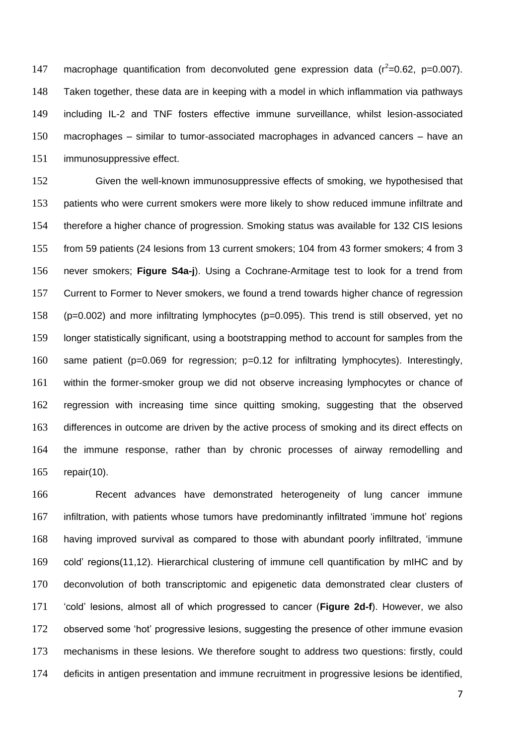macrophage quantification from deconvoluted gene expression data ($r^2$=0.62, p=0.007). Taken together, these data are in keeping with a model in which inflammation via pathways including IL-2 and TNF fosters effective immune surveillance, whilst lesion-associated macrophages – similar to tumor-associated macrophages in advanced cancers – have an immunosuppressive effect.

Given the well-known immunosuppressive effects of smoking, we hypothesised that patients who were current smokers were more likely to show reduced immune infiltrate and therefore a higher chance of progression. Smoking status was available for 132 CIS lesions from 59 patients (24 lesions from 13 current smokers; 104 from 43 former smokers; 4 from 3 never smokers; **Figure S4a-j**). Using a Cochrane-Armitage test to look for a trend from Current to Former to Never smokers, we found a trend towards higher chance of regression (p=0.002) and more infiltrating lymphocytes (p=0.095). This trend is still observed, yet no longer statistically significant, using a bootstrapping method to account for samples from the same patient (p=0.069 for regression; p=0.12 for infiltrating lymphocytes). Interestingly, within the former-smoker group we did not observe increasing lymphocytes or chance of regression with increasing time since quitting smoking, suggesting that the observed differences in outcome are driven by the active process of smoking and its direct effects on the immune response, rather than by chronic processes of airway remodelling and repair(10).

Recent advances have demonstrated heterogeneity of lung cancer immune infiltration, with patients whose tumors have predominantly infiltrated 'immune hot' regions having improved survival as compared to those with abundant poorly infiltrated, 'immune cold' regions(11,12). Hierarchical clustering of immune cell quantification by mIHC and by deconvolution of both transcriptomic and epigenetic data demonstrated clear clusters of 'cold' lesions, almost all of which progressed to cancer (**Figure 2d-f**). However, we also observed some 'hot' progressive lesions, suggesting the presence of other immune evasion mechanisms in these lesions. We therefore sought to address two questions: firstly, could deficits in antigen presentation and immune recruitment in progressive lesions be identified,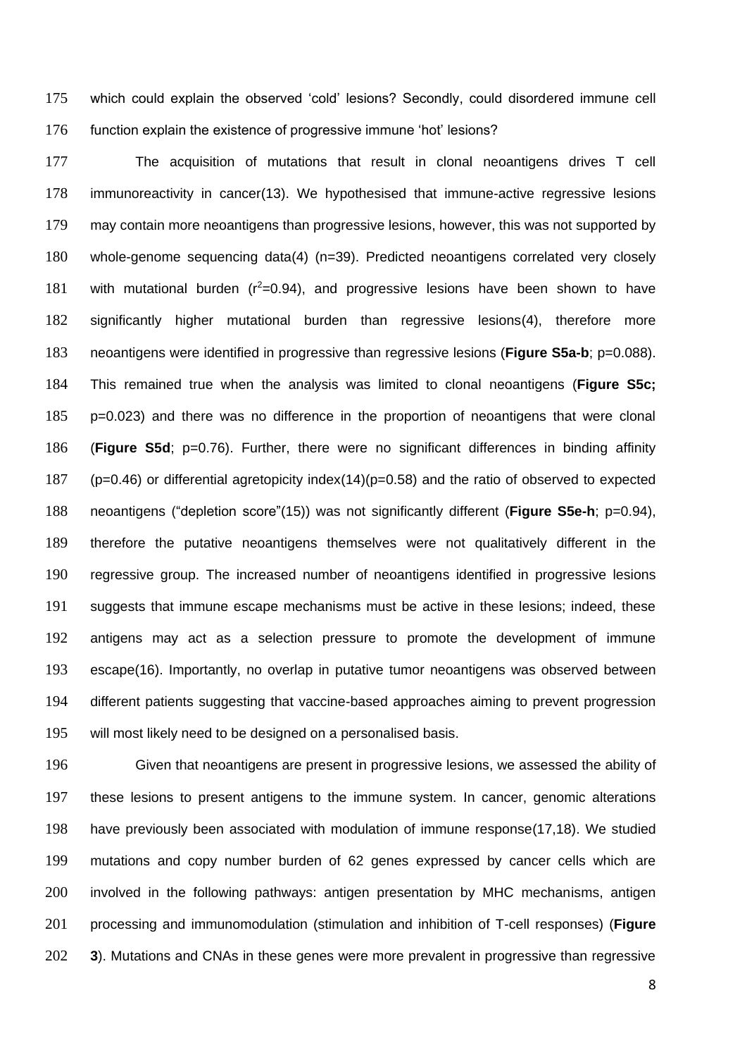which could explain the observed 'cold' lesions? Secondly, could disordered immune cell function explain the existence of progressive immune 'hot' lesions?

The acquisition of mutations that result in clonal neoantigens drives T cell immunoreactivity in cancer(13). We hypothesised that immune-active regressive lesions may contain more neoantigens than progressive lesions, however, this was not supported by whole-genome sequencing data(4) (n=39). Predicted neoantigens correlated very closely with mutational burden ($r^2$=0.94), and progressive lesions have been shown to have significantly higher mutational burden than regressive lesions(4), therefore more neoantigens were identified in progressive than regressive lesions (**Figure S5a-b**; p=0.088). This remained true when the analysis was limited to clonal neoantigens (**Figure S5c;** p=0.023) and there was no difference in the proportion of neoantigens that were clonal (**Figure S5d**; p=0.76). Further, there were no significant differences in binding affinity (p=0.46) or differential agretopicity index(14)(p=0.58) and the ratio of observed to expected neoantigens ("depletion score"(15)) was not significantly different (**Figure S5e-h**; p=0.94), therefore the putative neoantigens themselves were not qualitatively different in the regressive group. The increased number of neoantigens identified in progressive lesions suggests that immune escape mechanisms must be active in these lesions; indeed, these antigens may act as a selection pressure to promote the development of immune escape(16). Importantly, no overlap in putative tumor neoantigens was observed between different patients suggesting that vaccine-based approaches aiming to prevent progression will most likely need to be designed on a personalised basis.

Given that neoantigens are present in progressive lesions, we assessed the ability of these lesions to present antigens to the immune system. In cancer, genomic alterations have previously been associated with modulation of immune response(17,18). We studied mutations and copy number burden of 62 genes expressed by cancer cells which are involved in the following pathways: antigen presentation by MHC mechanisms, antigen processing and immunomodulation (stimulation and inhibition of T-cell responses) (**Figure 3**). Mutations and CNAs in these genes were more prevalent in progressive than regressive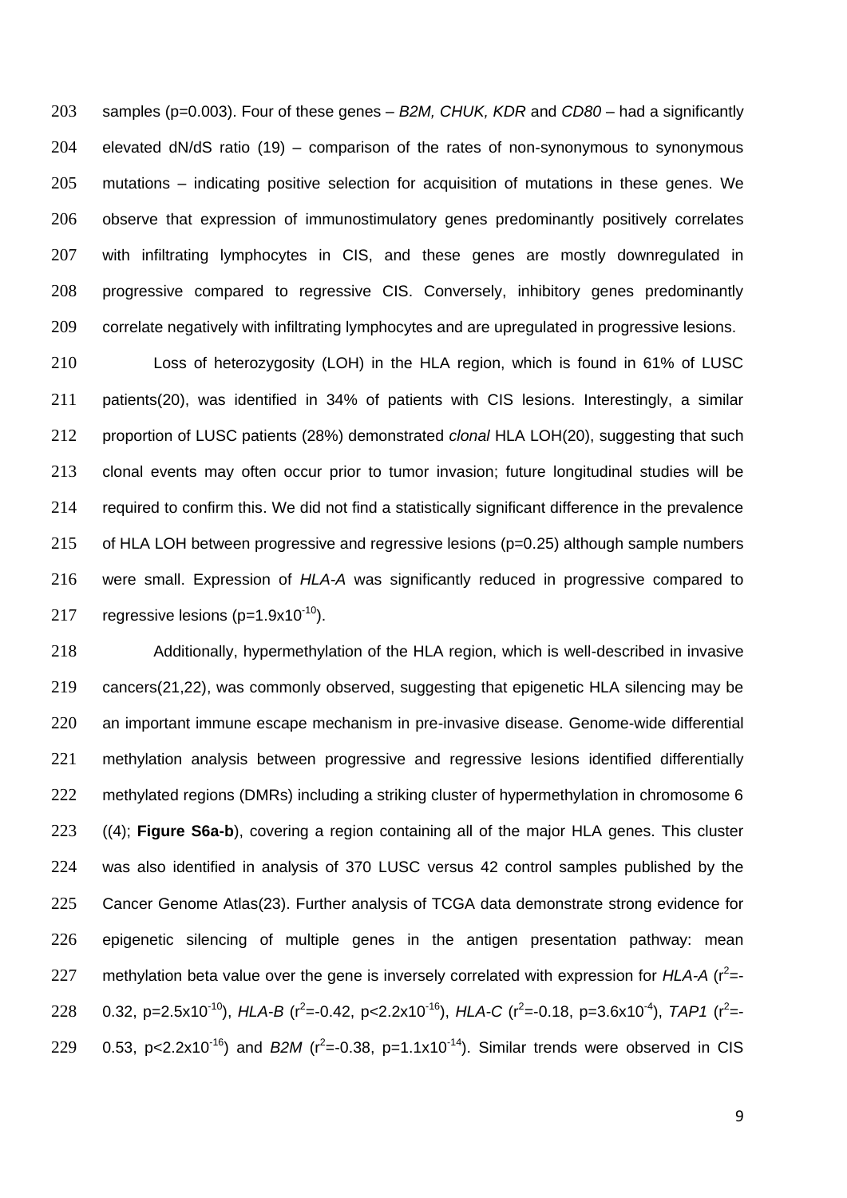samples (p=0.003). Four of these genes – *B2M, CHUK, KDR* and *CD80* – had a significantly elevated dN/dS ratio (19) – comparison of the rates of non-synonymous to synonymous mutations – indicating positive selection for acquisition of mutations in these genes. We observe that expression of immunostimulatory genes predominantly positively correlates with infiltrating lymphocytes in CIS, and these genes are mostly downregulated in progressive compared to regressive CIS. Conversely, inhibitory genes predominantly correlate negatively with infiltrating lymphocytes and are upregulated in progressive lesions.

Loss of heterozygosity (LOH) in the HLA region, which is found in 61% of LUSC patients(20), was identified in 34% of patients with CIS lesions. Interestingly, a similar proportion of LUSC patients (28%) demonstrated *clonal* HLA LOH(20), suggesting that such clonal events may often occur prior to tumor invasion; future longitudinal studies will be required to confirm this. We did not find a statistically significant difference in the prevalence of HLA LOH between progressive and regressive lesions (p=0.25) although sample numbers were small. Expression of *HLA-A* was significantly reduced in progressive compared to regressive lesions ($p=1.9\times10^{-10}$).

Additionally, hypermethylation of the HLA region, which is well-described in invasive cancers(21,22), was commonly observed, suggesting that epigenetic HLA silencing may be an important immune escape mechanism in pre-invasive disease. Genome-wide differential methylation analysis between progressive and regressive lesions identified differentially methylated regions (DMRs) including a striking cluster of hypermethylation in chromosome 6 ((4); **Figure S6a-b**), covering a region containing all of the major HLA genes. This cluster was also identified in analysis of 370 LUSC versus 42 control samples published by the Cancer Genome Atlas(23). Further analysis of TCGA data demonstrate strong evidence for epigenetic silencing of multiple genes in the antigen presentation pathway: mean methylation beta value over the gene is inversely correlated with expression for *HLA-A* ($r^2=-0.32$, $p=2.5\times10^{-10}$), *HLA-B* ($r^2=-0.42$, $p<2.2\times10^{-16}$), *HLA-C* ($r^2=-0.18$, $p=3.6\times10^{-4}$), *TAP1* ($r^2=-0.53$, $p<2.2\times10^{-16}$) and *B2M* ($r^2=-0.38$, $p=1.1\times10^{-14}$). Similar trends were observed in CIS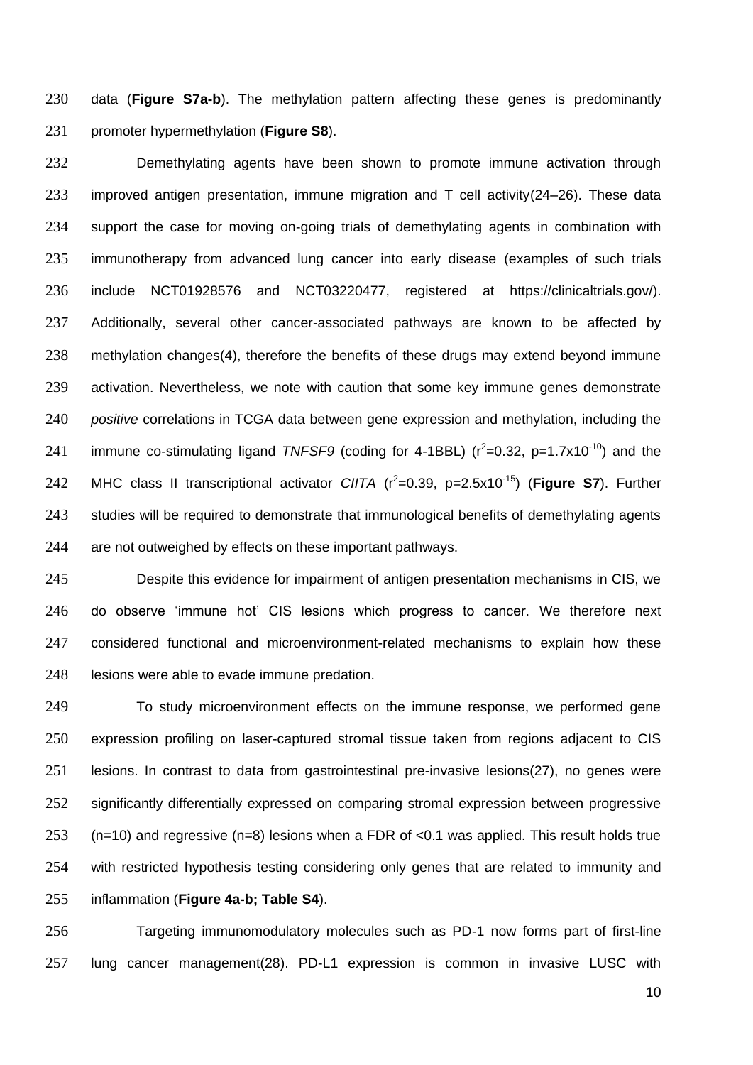data (**Figure S7a-b**). The methylation pattern affecting these genes is predominantly promoter hypermethylation (**Figure S8**).

Demethylating agents have been shown to promote immune activation through improved antigen presentation, immune migration and T cell activity(24–26). These data support the case for moving on-going trials of demethylating agents in combination with immunotherapy from advanced lung cancer into early disease (examples of such trials include NCT01928576 and NCT03220477, registered at https://clinicaltrials.gov/). Additionally, several other cancer-associated pathways are known to be affected by methylation changes(4), therefore the benefits of these drugs may extend beyond immune activation. Nevertheless, we note with caution that some key immune genes demonstrate *positive* correlations in TCGA data between gene expression and methylation, including the immune co-stimulating ligand *TNFSF9* (coding for 4-1BBL) ($r^2$=0.32, p=1.7x$10^{-10}$) and the MHC class II transcriptional activator *CIITA* ($r^2$=0.39, p=2.5x$10^{-15}$) (**Figure S7**). Further studies will be required to demonstrate that immunological benefits of demethylating agents are not outweighed by effects on these important pathways.

Despite this evidence for impairment of antigen presentation mechanisms in CIS, we do observe 'immune hot' CIS lesions which progress to cancer. We therefore next considered functional and microenvironment-related mechanisms to explain how these lesions were able to evade immune predation.

To study microenvironment effects on the immune response, we performed gene expression profiling on laser-captured stromal tissue taken from regions adjacent to CIS lesions. In contrast to data from gastrointestinal pre-invasive lesions(27), no genes were significantly differentially expressed on comparing stromal expression between progressive (n=10) and regressive (n=8) lesions when a FDR of <0.1 was applied. This result holds true with restricted hypothesis testing considering only genes that are related to immunity and inflammation (**Figure 4a-b; Table S4**).

Targeting immunomodulatory molecules such as PD-1 now forms part of first-line lung cancer management(28). PD-L1 expression is common in invasive LUSC with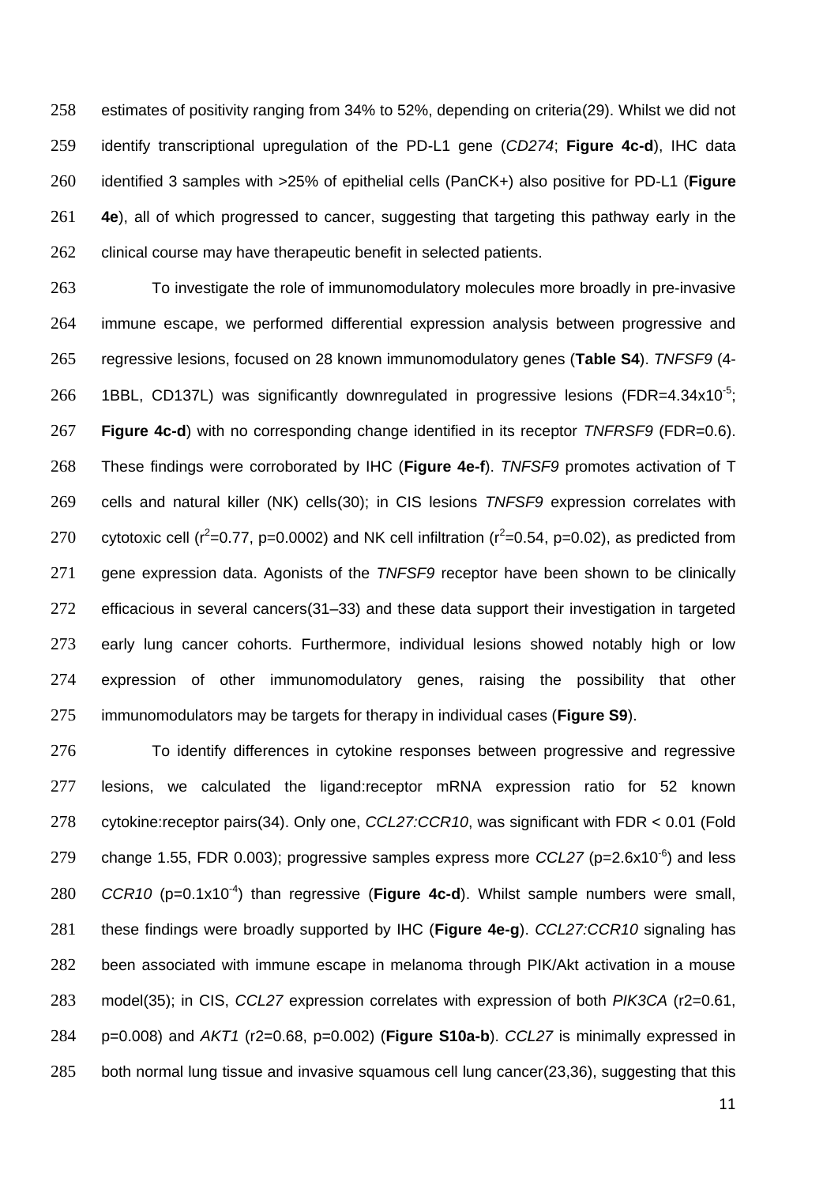estimates of positivity ranging from 34% to 52%, depending on criteria(29). Whilst we did not identify transcriptional upregulation of the PD-L1 gene (*CD274*; **Figure 4c-d**), IHC data identified 3 samples with >25% of epithelial cells (PanCK+) also positive for PD-L1 (**Figure 4e**), all of which progressed to cancer, suggesting that targeting this pathway early in the clinical course may have therapeutic benefit in selected patients.

To investigate the role of immunomodulatory molecules more broadly in pre-invasive immune escape, we performed differential expression analysis between progressive and regressive lesions, focused on 28 known immunomodulatory genes (**Table S4**). *TNFSF9* (4-1BBL, CD137L) was significantly downregulated in progressive lesions (FDR=$4.34 \times 10^{-5}$; **Figure 4c-d**) with no corresponding change identified in its receptor *TNFRSF9* (FDR=0.6). These findings were corroborated by IHC (**Figure 4e-f**). *TNFSF9* promotes activation of T cells and natural killer (NK) cells(30); in CIS lesions *TNFSF9* expression correlates with cytotoxic cell ($r^2$=0.77, p=0.0002) and NK cell infiltration ($r^2$=0.54, p=0.02), as predicted from gene expression data. Agonists of the *TNFSF9* receptor have been shown to be clinically efficacious in several cancers(31–33) and these data support their investigation in targeted early lung cancer cohorts. Furthermore, individual lesions showed notably high or low expression of other immunomodulatory genes, raising the possibility that other immunomodulators may be targets for therapy in individual cases (**Figure S9**).

To identify differences in cytokine responses between progressive and regressive lesions, we calculated the ligand:receptor mRNA expression ratio for 52 known cytokine:receptor pairs(34). Only one, *CCL27:CCR10*, was significant with FDR < 0.01 (Fold change 1.55, FDR 0.003); progressive samples express more *CCL27* (p=$2.6 \times 10^{-6}$) and less *CCR10* (p=$0.1 \times 10^{-4}$) than regressive (**Figure 4c-d**). Whilst sample numbers were small, these findings were broadly supported by IHC (**Figure 4e-g**). *CCL27:CCR10* signaling has been associated with immune escape in melanoma through PIK/Akt activation in a mouse model(35); in CIS, *CCL27* expression correlates with expression of both *PIK3CA* (r2=0.61, p=0.008) and *AKT1* (r2=0.68, p=0.002) (**Figure S10a-b**). *CCL27* is minimally expressed in both normal lung tissue and invasive squamous cell lung cancer(23,36), suggesting that this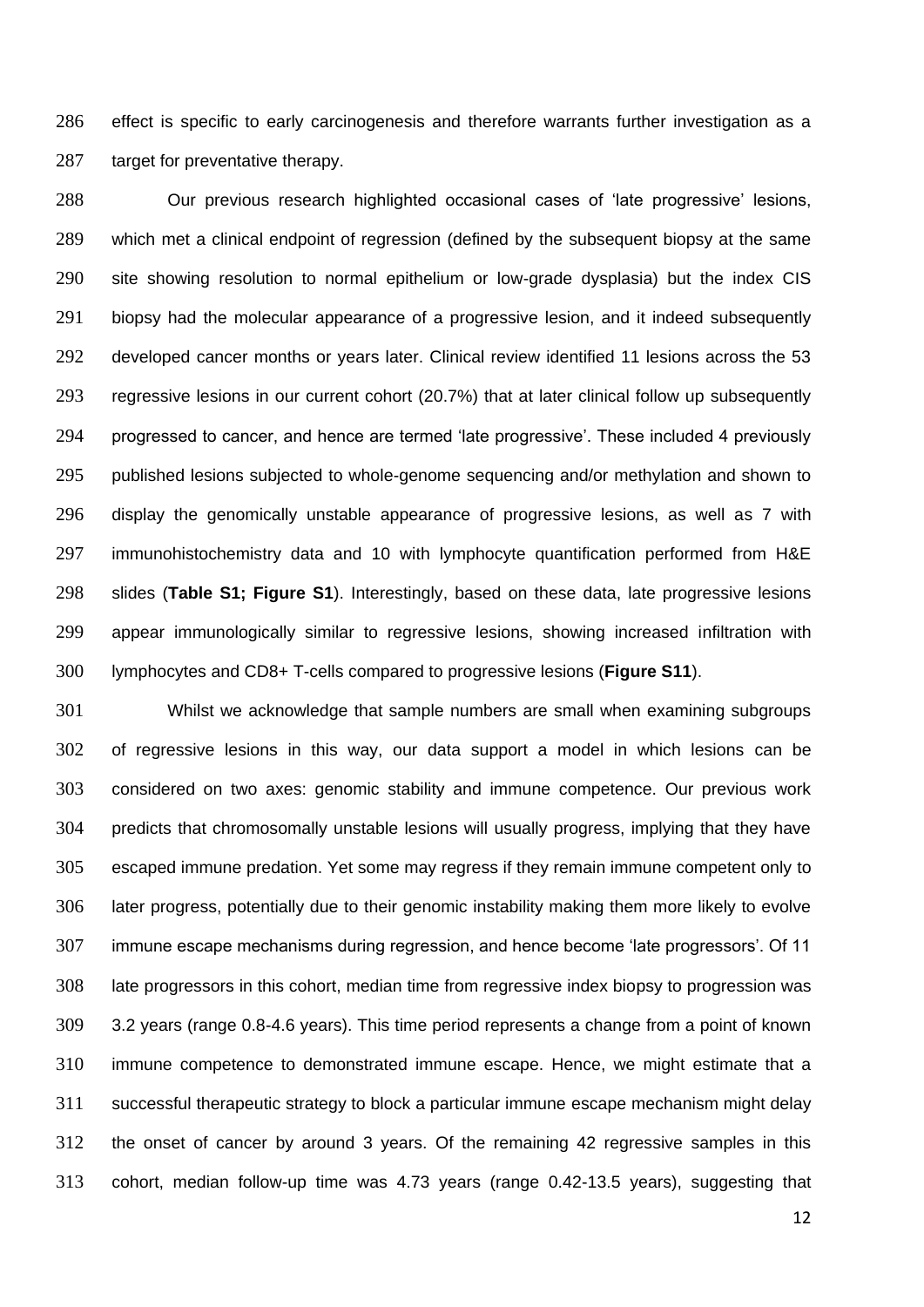effect is specific to early carcinogenesis and therefore warrants further investigation as a target for preventative therapy.

Our previous research highlighted occasional cases of 'late progressive' lesions, which met a clinical endpoint of regression (defined by the subsequent biopsy at the same site showing resolution to normal epithelium or low-grade dysplasia) but the index CIS biopsy had the molecular appearance of a progressive lesion, and it indeed subsequently developed cancer months or years later. Clinical review identified 11 lesions across the 53 regressive lesions in our current cohort (20.7%) that at later clinical follow up subsequently progressed to cancer, and hence are termed 'late progressive'. These included 4 previously published lesions subjected to whole-genome sequencing and/or methylation and shown to display the genomically unstable appearance of progressive lesions, as well as 7 with immunohistochemistry data and 10 with lymphocyte quantification performed from H&E slides (**Table S1; Figure S1**). Interestingly, based on these data, late progressive lesions appear immunologically similar to regressive lesions, showing increased infiltration with lymphocytes and CD8+ T-cells compared to progressive lesions (**Figure S11**).

Whilst we acknowledge that sample numbers are small when examining subgroups of regressive lesions in this way, our data support a model in which lesions can be considered on two axes: genomic stability and immune competence. Our previous work predicts that chromosomally unstable lesions will usually progress, implying that they have escaped immune predation. Yet some may regress if they remain immune competent only to later progress, potentially due to their genomic instability making them more likely to evolve immune escape mechanisms during regression, and hence become 'late progressors'. Of 11 late progressors in this cohort, median time from regressive index biopsy to progression was 3.2 years (range 0.8-4.6 years). This time period represents a change from a point of known immune competence to demonstrated immune escape. Hence, we might estimate that a successful therapeutic strategy to block a particular immune escape mechanism might delay the onset of cancer by around 3 years. Of the remaining 42 regressive samples in this cohort, median follow-up time was 4.73 years (range 0.42-13.5 years), suggesting that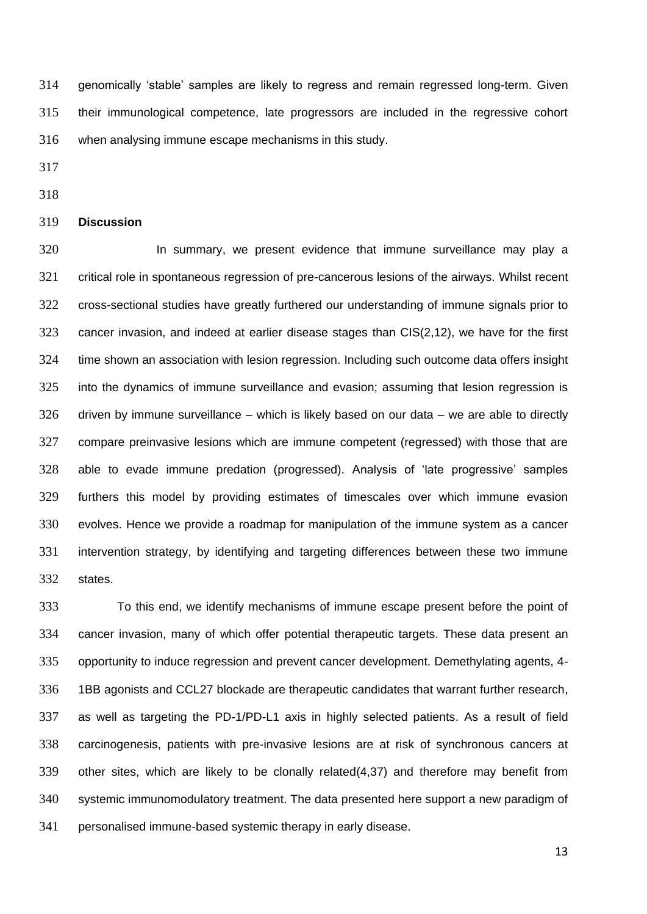genomically 'stable' samples are likely to regress and remain regressed long-term. Given their immunological competence, late progressors are included in the regressive cohort when analysing immune escape mechanisms in this study.

## Discussion

In summary, we present evidence that immune surveillance may play a critical role in spontaneous regression of pre-cancerous lesions of the airways. Whilst recent cross-sectional studies have greatly furthered our understanding of immune signals prior to cancer invasion, and indeed at earlier disease stages than CIS(2,12), we have for the first time shown an association with lesion regression. Including such outcome data offers insight into the dynamics of immune surveillance and evasion; assuming that lesion regression is driven by immune surveillance – which is likely based on our data – we are able to directly compare preinvasive lesions which are immune competent (regressed) with those that are able to evade immune predation (progressed). Analysis of 'late progressive' samples furthers this model by providing estimates of timescales over which immune evasion evolves. Hence we provide a roadmap for manipulation of the immune system as a cancer intervention strategy, by identifying and targeting differences between these two immune states.

To this end, we identify mechanisms of immune escape present before the point of cancer invasion, many of which offer potential therapeutic targets. These data present an opportunity to induce regression and prevent cancer development. Demethylating agents, 4-1BB agonists and CCL27 blockade are therapeutic candidates that warrant further research, as well as targeting the PD-1/PD-L1 axis in highly selected patients. As a result of field carcinogenesis, patients with pre-invasive lesions are at risk of synchronous cancers at other sites, which are likely to be clonally related(4,37) and therefore may benefit from systemic immunomodulatory treatment. The data presented here support a new paradigm of personalised immune-based systemic therapy in early disease.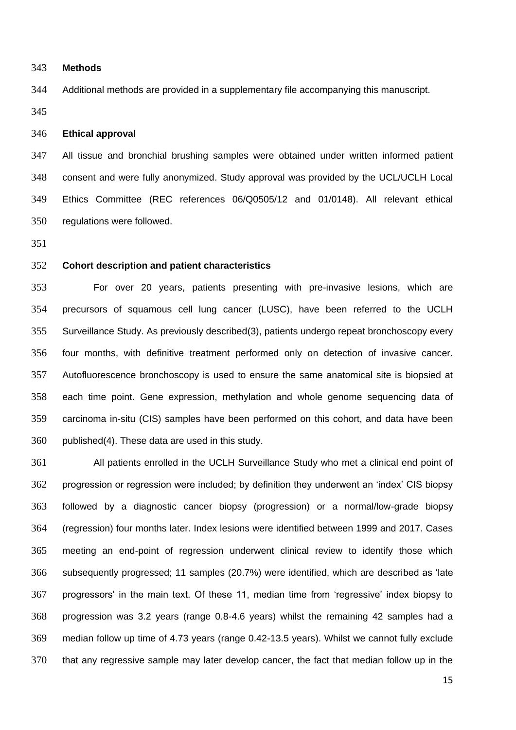## Methods

Additional methods are provided in a supplementary file accompanying this manuscript.

## Ethical approval

All tissue and bronchial brushing samples were obtained under written informed patient consent and were fully anonymized. Study approval was provided by the UCL/UCLH Local Ethics Committee (REC references 06/Q0505/12 and 01/0148). All relevant ethical regulations were followed.

## Cohort description and patient characteristics

For over 20 years, patients presenting with pre-invasive lesions, which are precursors of squamous cell lung cancer (LUSC), have been referred to the UCLH Surveillance Study. As previously described(3), patients undergo repeat bronchoscopy every four months, with definitive treatment performed only on detection of invasive cancer. Autofluorescence bronchoscopy is used to ensure the same anatomical site is biopsied at each time point. Gene expression, methylation and whole genome sequencing data of carcinoma in-situ (CIS) samples have been performed on this cohort, and data have been published(4). These data are used in this study.

All patients enrolled in the UCLH Surveillance Study who met a clinical end point of progression or regression were included; by definition they underwent an 'index' CIS biopsy followed by a diagnostic cancer biopsy (progression) or a normal/low-grade biopsy (regression) four months later. Index lesions were identified between 1999 and 2017. Cases meeting an end-point of regression underwent clinical review to identify those which subsequently progressed; 11 samples (20.7%) were identified, which are described as 'late progressors' in the main text. Of these 11, median time from 'regressive' index biopsy to progression was 3.2 years (range 0.8-4.6 years) whilst the remaining 42 samples had a median follow up time of 4.73 years (range 0.42-13.5 years). Whilst we cannot fully exclude that any regressive sample may later develop cancer, the fact that median follow up in the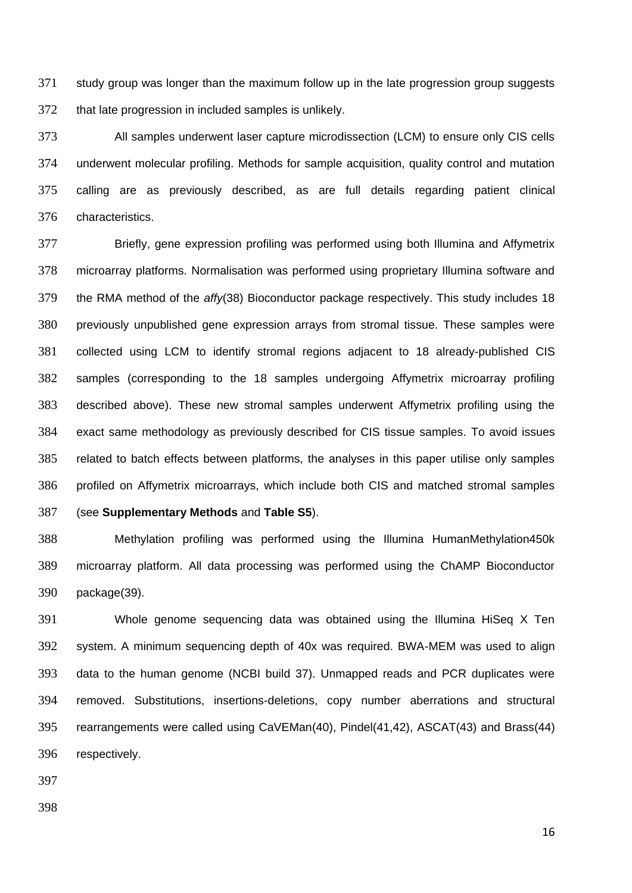study group was longer than the maximum follow up in the late progression group suggests that late progression in included samples is unlikely.

All samples underwent laser capture microdissection (LCM) to ensure only CIS cells underwent molecular profiling. Methods for sample acquisition, quality control and mutation calling are as previously described, as are full details regarding patient clinical characteristics.

Briefly, gene expression profiling was performed using both Illumina and Affymetrix microarray platforms. Normalisation was performed using proprietary Illumina software and the RMA method of the *affy*(38) Bioconductor package respectively. This study includes 18 previously unpublished gene expression arrays from stromal tissue. These samples were collected using LCM to identify stromal regions adjacent to 18 already-published CIS samples (corresponding to the 18 samples undergoing Affymetrix microarray profiling described above). These new stromal samples underwent Affymetrix profiling using the exact same methodology as previously described for CIS tissue samples. To avoid issues related to batch effects between platforms, the analyses in this paper utilise only samples profiled on Affymetrix microarrays, which include both CIS and matched stromal samples (see **Supplementary Methods** and **Table S5**).

Methylation profiling was performed using the Illumina HumanMethylation450k microarray platform. All data processing was performed using the ChAMP Bioconductor package(39).

Whole genome sequencing data was obtained using the Illumina HiSeq X Ten system. A minimum sequencing depth of 40x was required. BWA-MEM was used to align data to the human genome (NCBI build 37). Unmapped reads and PCR duplicates were removed. Substitutions, insertions-deletions, copy number aberrations and structural rearrangements were called using CaVEMan(40), Pindel(41,42), ASCAT(43) and Brass(44) respectively.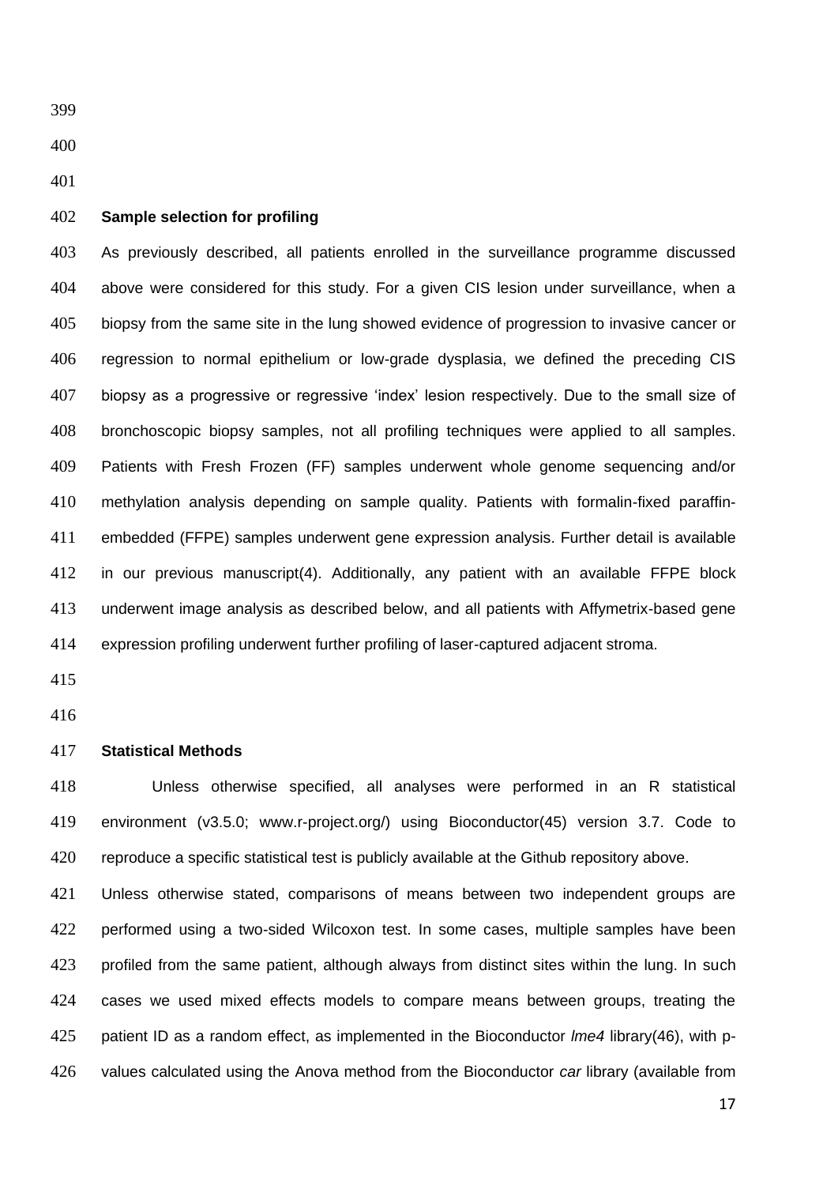## Sample selection for profiling

As previously described, all patients enrolled in the surveillance programme discussed above were considered for this study. For a given CIS lesion under surveillance, when a biopsy from the same site in the lung showed evidence of progression to invasive cancer or regression to normal epithelium or low-grade dysplasia, we defined the preceding CIS biopsy as a progressive or regressive 'index' lesion respectively. Due to the small size of bronchoscopic biopsy samples, not all profiling techniques were applied to all samples. Patients with Fresh Frozen (FF) samples underwent whole genome sequencing and/or methylation analysis depending on sample quality. Patients with formalin-fixed paraffin-embedded (FFPE) samples underwent gene expression analysis. Further detail is available in our previous manuscript(4). Additionally, any patient with an available FFPE block underwent image analysis as described below, and all patients with Affymetrix-based gene expression profiling underwent further profiling of laser-captured adjacent stroma.

## Statistical Methods

Unless otherwise specified, all analyses were performed in an R statistical environment (v3.5.0; www.r-project.org/) using Bioconductor(45) version 3.7. Code to reproduce a specific statistical test is publicly available at the Github repository above.

Unless otherwise stated, comparisons of means between two independent groups are performed using a two-sided Wilcoxon test. In some cases, multiple samples have been profiled from the same patient, although always from distinct sites within the lung. In such cases we used mixed effects models to compare means between groups, treating the patient ID as a random effect, as implemented in the Bioconductor *lme4* library(46), with p-values calculated using the Anova method from the Bioconductor *car* library (available from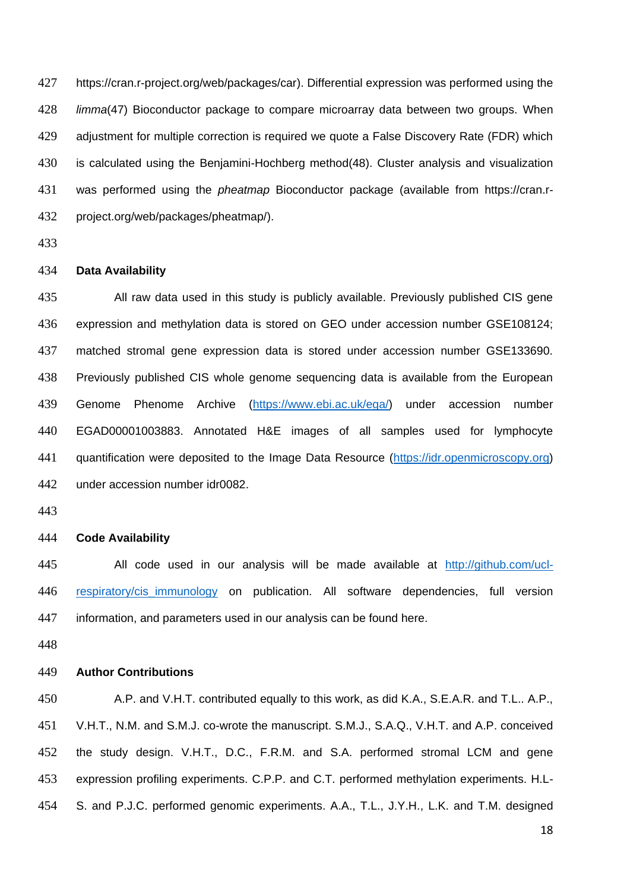https://cran.r-project.org/web/packages/car). Differential expression was performed using the *limma*(47) Bioconductor package to compare microarray data between two groups. When adjustment for multiple correction is required we quote a False Discovery Rate (FDR) which is calculated using the Benjamini-Hochberg method(48). Cluster analysis and visualization was performed using the *pheatmap* Bioconductor package (available from https://cran.r-project.org/web/packages/pheatmap/).

**Data Availability**

All raw data used in this study is publicly available. Previously published CIS gene expression and methylation data is stored on GEO under accession number GSE108124; matched stromal gene expression data is stored under accession number GSE133690. Previously published CIS whole genome sequencing data is available from the European Genome Phenome Archive (https://www.ebi.ac.uk/ega/) under accession number EGAD00001003883. Annotated H&E images of all samples used for lymphocyte quantification were deposited to the Image Data Resource (https://idr.openmicroscopy.org) under accession number idr0082.

**Code Availability**

All code used in our analysis will be made available at http://github.com/ucl-respiratory/cis_immunology on publication. All software dependencies, full version information, and parameters used in our analysis can be found here.

**Author Contributions**

A.P. and V.H.T. contributed equally to this work, as did K.A., S.E.A.R. and T.L.. A.P., V.H.T., N.M. and S.M.J. co-wrote the manuscript. S.M.J., S.A.Q., V.H.T. and A.P. conceived the study design. V.H.T., D.C., F.R.M. and S.A. performed stromal LCM and gene expression profiling experiments. C.P.P. and C.T. performed methylation experiments. H.L-S. and P.J.C. performed genomic experiments. A.A., T.L., J.Y.H., L.K. and T.M. designed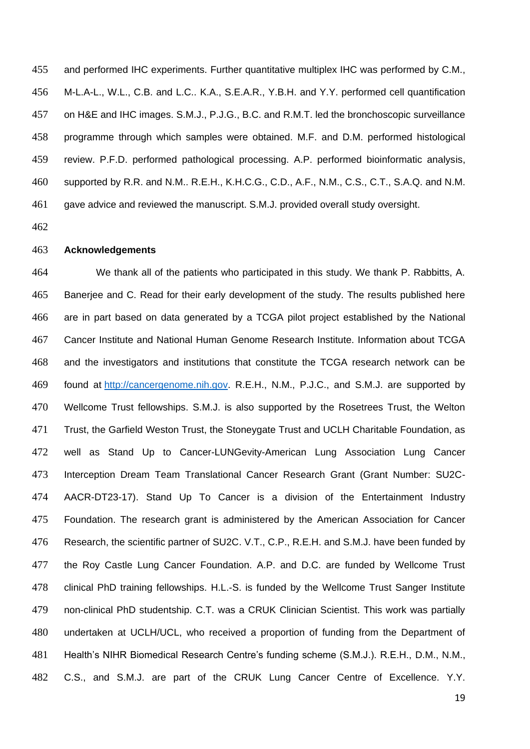and performed IHC experiments. Further quantitative multiplex IHC was performed by C.M., M-L.A-L., W.L., C.B. and L.C.. K.A., S.E.A.R., Y.B.H. and Y.Y. performed cell quantification on H&E and IHC images. S.M.J., P.J.G., B.C. and R.M.T. led the bronchoscopic surveillance programme through which samples were obtained. M.F. and D.M. performed histological review. P.F.D. performed pathological processing. A.P. performed bioinformatic analysis, supported by R.R. and N.M.. R.E.H., K.H.C.G., C.D., A.F., N.M., C.S., C.T., S.A.Q. and N.M. gave advice and reviewed the manuscript. S.M.J. provided overall study oversight.

**Acknowledgements**

We thank all of the patients who participated in this study. We thank P. Rabbitts, A. Banerjee and C. Read for their early development of the study. The results published here are in part based on data generated by a TCGA pilot project established by the National Cancer Institute and National Human Genome Research Institute. Information about TCGA and the investigators and institutions that constitute the TCGA research network can be found at http://cancergenome.nih.gov. R.E.H., N.M., P.J.C., and S.M.J. are supported by Wellcome Trust fellowships. S.M.J. is also supported by the Rosetrees Trust, the Welton Trust, the Garfield Weston Trust, the Stoneygate Trust and UCLH Charitable Foundation, as well as Stand Up to Cancer-LUNGevity-American Lung Association Lung Cancer Interception Dream Team Translational Cancer Research Grant (Grant Number: SU2C-AACR-DT23-17). Stand Up To Cancer is a division of the Entertainment Industry Foundation. The research grant is administered by the American Association for Cancer Research, the scientific partner of SU2C. V.T., C.P., R.E.H. and S.M.J. have been funded by the Roy Castle Lung Cancer Foundation. A.P. and D.C. are funded by Wellcome Trust clinical PhD training fellowships. H.L.-S. is funded by the Wellcome Trust Sanger Institute non-clinical PhD studentship. C.T. was a CRUK Clinician Scientist. This work was partially undertaken at UCLH/UCL, who received a proportion of funding from the Department of Health's NIHR Biomedical Research Centre's funding scheme (S.M.J.). R.E.H., D.M., N.M., C.S., and S.M.J. are part of the CRUK Lung Cancer Centre of Excellence. Y.Y.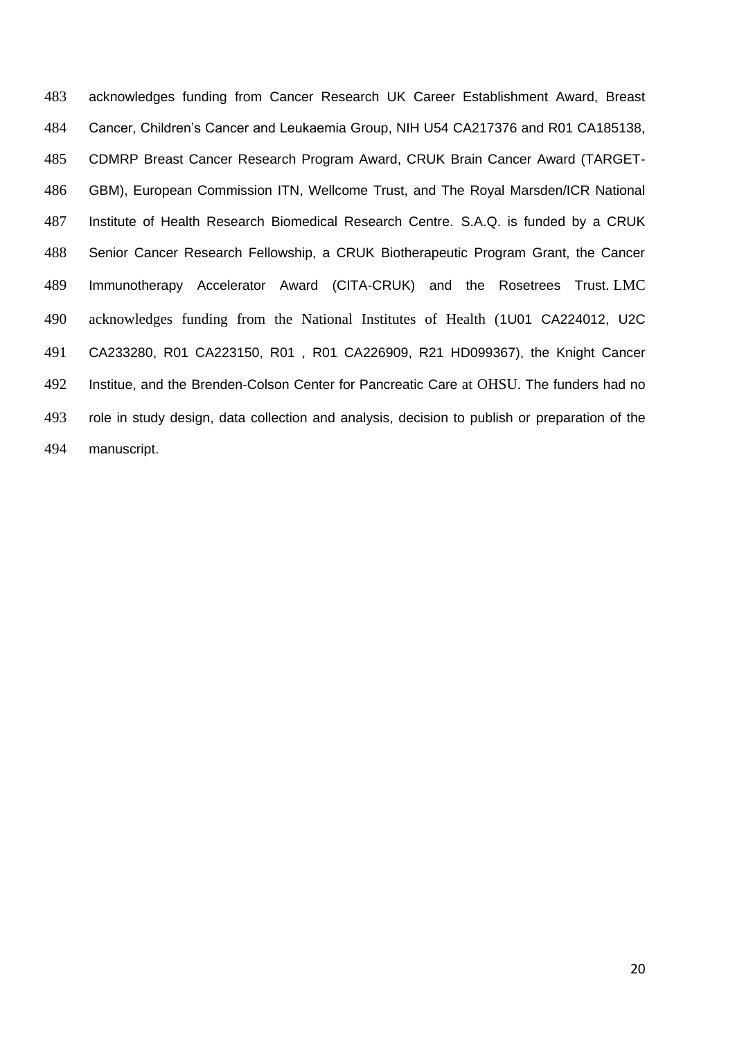acknowledges funding from Cancer Research UK Career Establishment Award, Breast Cancer, Children's Cancer and Leukaemia Group, NIH U54 CA217376 and R01 CA185138, CDMRP Breast Cancer Research Program Award, CRUK Brain Cancer Award (TARGET-GBM), European Commission ITN, Wellcome Trust, and The Royal Marsden/ICR National Institute of Health Research Biomedical Research Centre. S.A.Q. is funded by a CRUK Senior Cancer Research Fellowship, a CRUK Biotherapeutic Program Grant, the Cancer Immunotherapy Accelerator Award (CITA-CRUK) and the Rosetrees Trust. LMC acknowledges funding from the National Institutes of Health (1U01 CA224012, U2C CA233280, R01 CA223150, R01 , R01 CA226909, R21 HD099367), the Knight Cancer Institue, and the Brenden-Colson Center for Pancreatic Care at OHSU. The funders had no role in study design, data collection and analysis, decision to publish or preparation of the manuscript.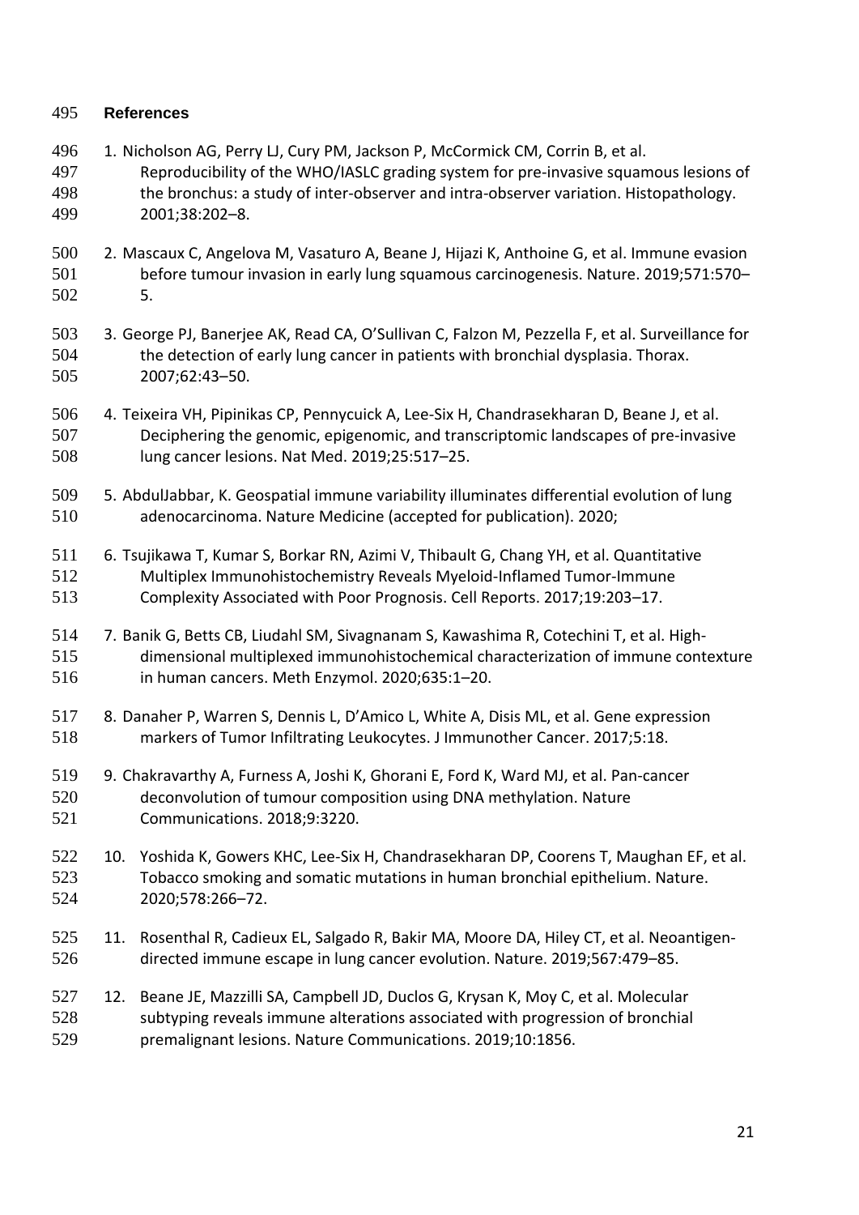## References

1. Nicholson AG, Perry LJ, Cury PM, Jackson P, McCormick CM, Corrin B, et al. Reproducibility of the WHO/IASLC grading system for pre-invasive squamous lesions of the bronchus: a study of inter-observer and intra-observer variation. Histopathology. 2001;38:202–8.

2. Mascaux C, Angelova M, Vasaturo A, Beane J, Hijazi K, Anthoine G, et al. Immune evasion before tumour invasion in early lung squamous carcinogenesis. Nature. 2019;571:570–5.

3. George PJ, Banerjee AK, Read CA, O'Sullivan C, Falzon M, Pezzella F, et al. Surveillance for the detection of early lung cancer in patients with bronchial dysplasia. Thorax. 2007;62:43–50.

4. Teixeira VH, Pipinikas CP, Pennycuick A, Lee-Six H, Chandrasekharan D, Beane J, et al. Deciphering the genomic, epigenomic, and transcriptomic landscapes of pre-invasive lung cancer lesions. Nat Med. 2019;25:517–25.

5. AbdulJabbar, K. Geospatial immune variability illuminates differential evolution of lung adenocarcinoma. Nature Medicine (accepted for publication). 2020;

6. Tsujikawa T, Kumar S, Borkar RN, Azimi V, Thibault G, Chang YH, et al. Quantitative Multiplex Immunohistochemistry Reveals Myeloid-Inflamed Tumor-Immune Complexity Associated with Poor Prognosis. Cell Reports. 2017;19:203–17.

7. Banik G, Betts CB, Liudahl SM, Sivagnanam S, Kawashima R, Cotechini T, et al. High-dimensional multiplexed immunohistochemical characterization of immune contexture in human cancers. Meth Enzymol. 2020;635:1–20.

8. Danaher P, Warren S, Dennis L, D'Amico L, White A, Disis ML, et al. Gene expression markers of Tumor Infiltrating Leukocytes. J Immunother Cancer. 2017;5:18.

9. Chakravarthy A, Furness A, Joshi K, Ghorani E, Ford K, Ward MJ, et al. Pan-cancer deconvolution of tumour composition using DNA methylation. Nature Communications. 2018;9:3220.

10. Yoshida K, Gowers KHC, Lee-Six H, Chandrasekharan DP, Coorens T, Maughan EF, et al. Tobacco smoking and somatic mutations in human bronchial epithelium. Nature. 2020;578:266–72.

11. Rosenthal R, Cadieux EL, Salgado R, Bakir MA, Moore DA, Hiley CT, et al. Neoantigen-directed immune escape in lung cancer evolution. Nature. 2019;567:479–85.

12. Beane JE, Mazzilli SA, Campbell JD, Duclos G, Krysan K, Moy C, et al. Molecular subtyping reveals immune alterations associated with progression of bronchial premalignant lesions. Nature Communications. 2019;10:1856.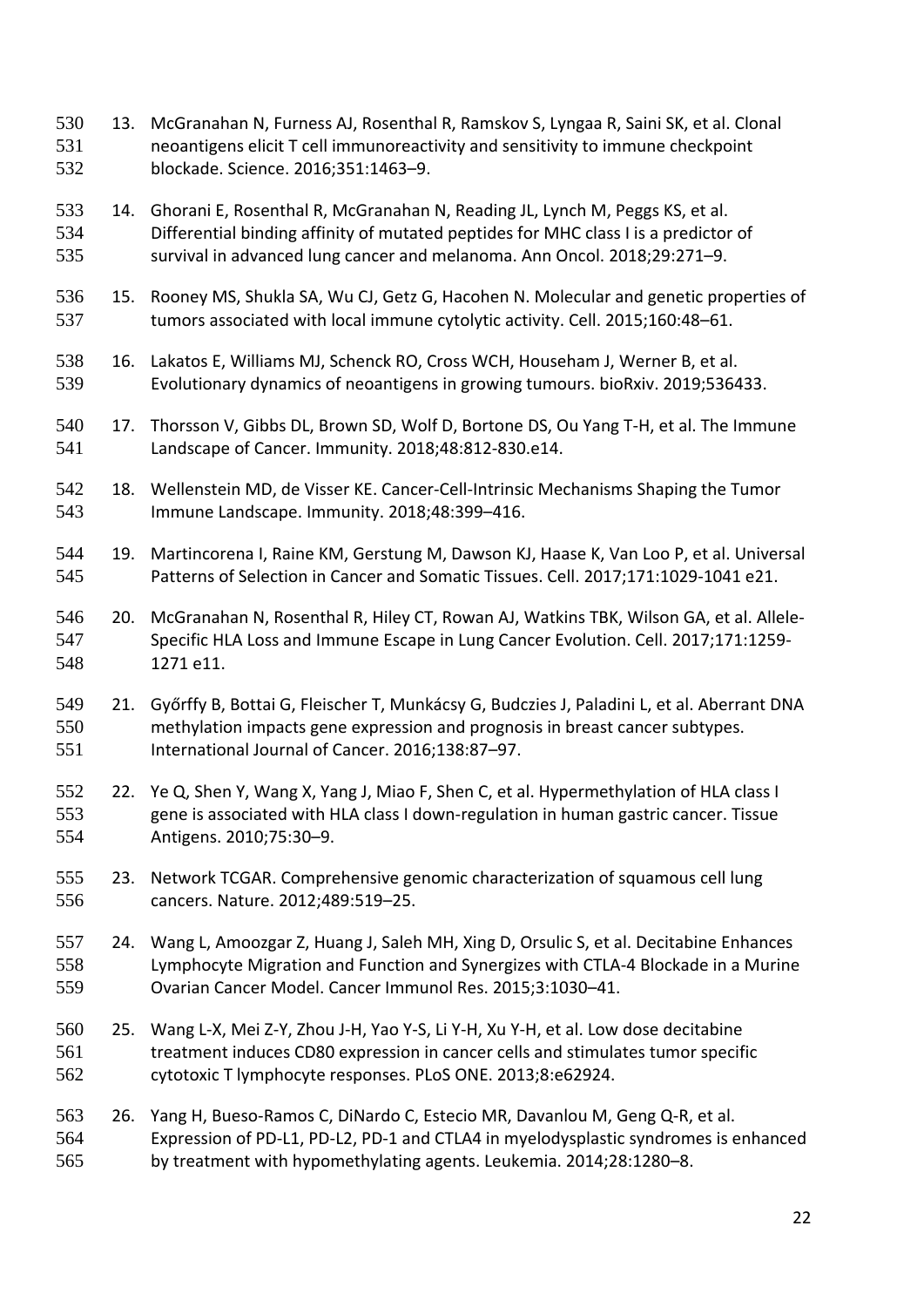13. McGranahan N, Furness AJ, Rosenthal R, Ramskov S, Lyngaa R, Saini SK, et al. Clonal neoantigens elicit T cell immunoreactivity and sensitivity to immune checkpoint blockade. Science. 2016;351:1463–9.

14. Ghorani E, Rosenthal R, McGranahan N, Reading JL, Lynch M, Peggs KS, et al. Differential binding affinity of mutated peptides for MHC class I is a predictor of survival in advanced lung cancer and melanoma. Ann Oncol. 2018;29:271–9.

15. Rooney MS, Shukla SA, Wu CJ, Getz G, Hacohen N. Molecular and genetic properties of tumors associated with local immune cytolytic activity. Cell. 2015;160:48–61.

16. Lakatos E, Williams MJ, Schenck RO, Cross WCH, Househam J, Werner B, et al. Evolutionary dynamics of neoantigens in growing tumours. bioRxiv. 2019;536433.

17. Thorsson V, Gibbs DL, Brown SD, Wolf D, Bortone DS, Ou Yang T-H, et al. The Immune Landscape of Cancer. Immunity. 2018;48:812-830.e14.

18. Wellenstein MD, de Visser KE. Cancer-Cell-Intrinsic Mechanisms Shaping the Tumor Immune Landscape. Immunity. 2018;48:399–416.

19. Martincorena I, Raine KM, Gerstung M, Dawson KJ, Haase K, Van Loo P, et al. Universal Patterns of Selection in Cancer and Somatic Tissues. Cell. 2017;171:1029-1041 e21.

20. McGranahan N, Rosenthal R, Hiley CT, Rowan AJ, Watkins TBK, Wilson GA, et al. Allele-Specific HLA Loss and Immune Escape in Lung Cancer Evolution. Cell. 2017;171:1259-1271 e11.

21. Győrffy B, Bottai G, Fleischer T, Munkácsy G, Budczies J, Paladini L, et al. Aberrant DNA methylation impacts gene expression and prognosis in breast cancer subtypes. International Journal of Cancer. 2016;138:87–97.

22. Ye Q, Shen Y, Wang X, Yang J, Miao F, Shen C, et al. Hypermethylation of HLA class I gene is associated with HLA class I down-regulation in human gastric cancer. Tissue Antigens. 2010;75:30–9.

23. Network TCGAR. Comprehensive genomic characterization of squamous cell lung cancers. Nature. 2012;489:519–25.

24. Wang L, Amoozgar Z, Huang J, Saleh MH, Xing D, Orsulic S, et al. Decitabine Enhances Lymphocyte Migration and Function and Synergizes with CTLA-4 Blockade in a Murine Ovarian Cancer Model. Cancer Immunol Res. 2015;3:1030–41.

25. Wang L-X, Mei Z-Y, Zhou J-H, Yao Y-S, Li Y-H, Xu Y-H, et al. Low dose decitabine treatment induces CD80 expression in cancer cells and stimulates tumor specific cytotoxic T lymphocyte responses. PLoS ONE. 2013;8:e62924.

26. Yang H, Bueso-Ramos C, DiNardo C, Estecio MR, Davanlou M, Geng Q-R, et al. Expression of PD-L1, PD-L2, PD-1 and CTLA4 in myelodysplastic syndromes is enhanced by treatment with hypomethylating agents. Leukemia. 2014;28:1280–8.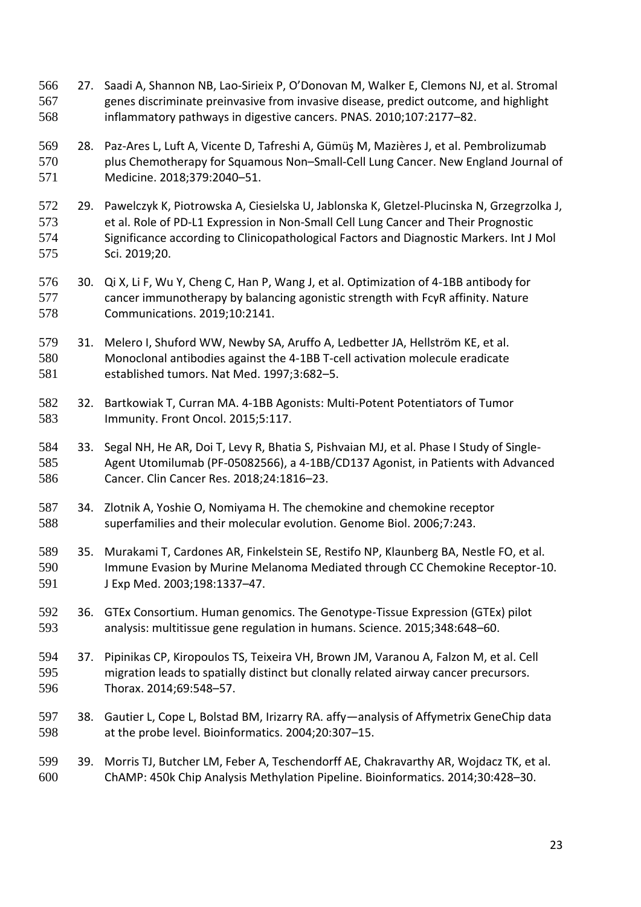27. Saadi A, Shannon NB, Lao-Sirieix P, O'Donovan M, Walker E, Clemons NJ, et al. Stromal genes discriminate preinvasive from invasive disease, predict outcome, and highlight inflammatory pathways in digestive cancers. PNAS. 2010;107:2177–82.

28. Paz-Ares L, Luft A, Vicente D, Tafreshi A, Gümüş M, Mazières J, et al. Pembrolizumab plus Chemotherapy for Squamous Non–Small-Cell Lung Cancer. New England Journal of Medicine. 2018;379:2040–51.

29. Pawelczyk K, Piotrowska A, Ciesielska U, Jablonska K, Gletzel-Plucinska N, Grzegrzolka J, et al. Role of PD-L1 Expression in Non-Small Cell Lung Cancer and Their Prognostic Significance according to Clinicopathological Factors and Diagnostic Markers. Int J Mol Sci. 2019;20.

30. Qi X, Li F, Wu Y, Cheng C, Han P, Wang J, et al. Optimization of 4-1BB antibody for cancer immunotherapy by balancing agonistic strength with FcγR affinity. Nature Communications. 2019;10:2141.

31. Melero I, Shuford WW, Newby SA, Aruffo A, Ledbetter JA, Hellström KE, et al. Monoclonal antibodies against the 4-1BB T-cell activation molecule eradicate established tumors. Nat Med. 1997;3:682–5.

32. Bartkowiak T, Curran MA. 4-1BB Agonists: Multi-Potent Potentiators of Tumor Immunity. Front Oncol. 2015;5:117.

33. Segal NH, He AR, Doi T, Levy R, Bhatia S, Pishvaian MJ, et al. Phase I Study of Single-Agent Utomilumab (PF-05082566), a 4-1BB/CD137 Agonist, in Patients with Advanced Cancer. Clin Cancer Res. 2018;24:1816–23.

34. Zlotnik A, Yoshie O, Nomiyama H. The chemokine and chemokine receptor superfamilies and their molecular evolution. Genome Biol. 2006;7:243.

35. Murakami T, Cardones AR, Finkelstein SE, Restifo NP, Klaunberg BA, Nestle FO, et al. Immune Evasion by Murine Melanoma Mediated through CC Chemokine Receptor-10. J Exp Med. 2003;198:1337–47.

36. GTEx Consortium. Human genomics. The Genotype-Tissue Expression (GTEx) pilot analysis: multitissue gene regulation in humans. Science. 2015;348:648–60.

37. Pipinikas CP, Kiropoulos TS, Teixeira VH, Brown JM, Varanou A, Falzon M, et al. Cell migration leads to spatially distinct but clonally related airway cancer precursors. Thorax. 2014;69:548–57.

38. Gautier L, Cope L, Bolstad BM, Irizarry RA. affy—analysis of Affymetrix GeneChip data at the probe level. Bioinformatics. 2004;20:307–15.

39. Morris TJ, Butcher LM, Feber A, Teschendorff AE, Chakravarthy AR, Wojdacz TK, et al. ChAMP: 450k Chip Analysis Methylation Pipeline. Bioinformatics. 2014;30:428–30.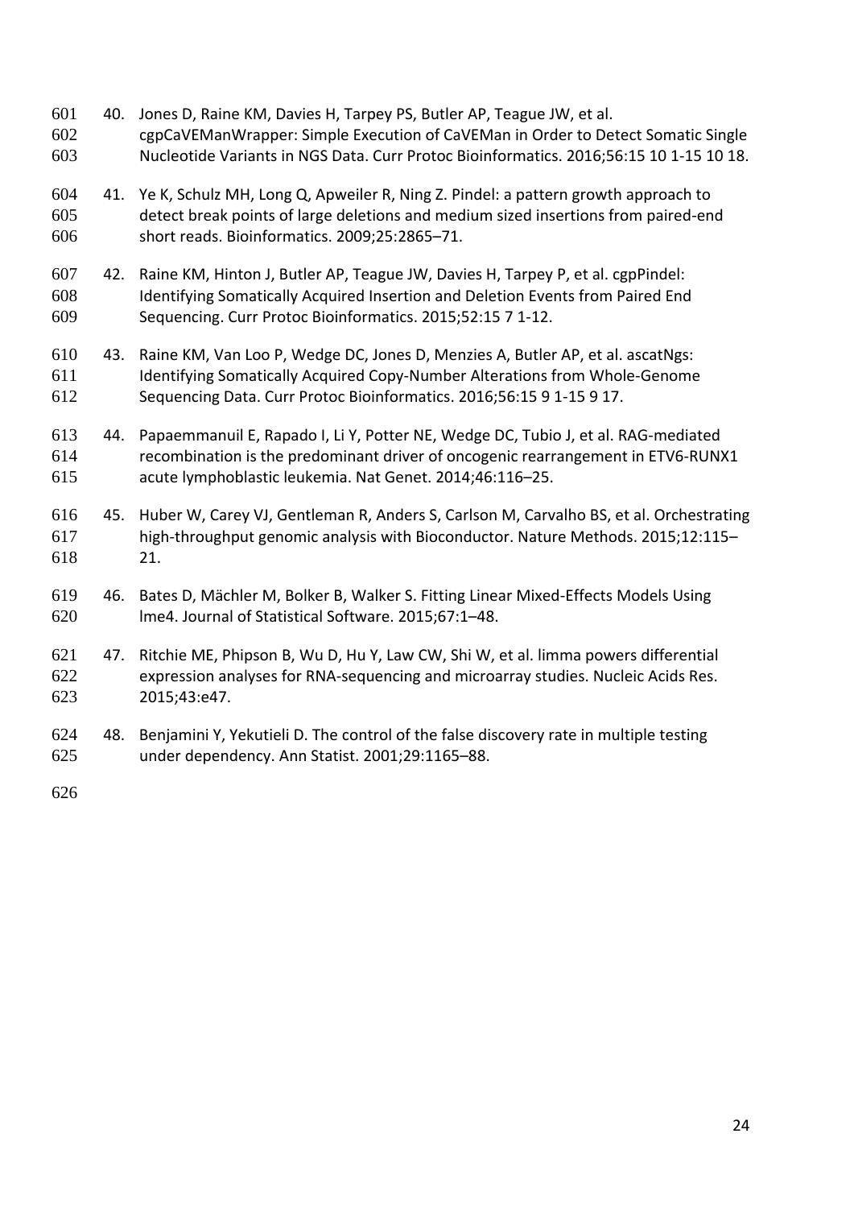40. Jones D, Raine KM, Davies H, Tarpey PS, Butler AP, Teague JW, et al. cgpCaVEManWrapper: Simple Execution of CaVEMan in Order to Detect Somatic Single Nucleotide Variants in NGS Data. Curr Protoc Bioinformatics. 2016;56:15 10 1-15 10 18.

41. Ye K, Schulz MH, Long Q, Apweiler R, Ning Z. Pindel: a pattern growth approach to detect break points of large deletions and medium sized insertions from paired-end short reads. Bioinformatics. 2009;25:2865–71.

42. Raine KM, Hinton J, Butler AP, Teague JW, Davies H, Tarpey P, et al. cgpPindel: Identifying Somatically Acquired Insertion and Deletion Events from Paired End Sequencing. Curr Protoc Bioinformatics. 2015;52:15 7 1-12.

43. Raine KM, Van Loo P, Wedge DC, Jones D, Menzies A, Butler AP, et al. ascatNgs: Identifying Somatically Acquired Copy-Number Alterations from Whole-Genome Sequencing Data. Curr Protoc Bioinformatics. 2016;56:15 9 1-15 9 17.

44. Papaemmanuil E, Rapado I, Li Y, Potter NE, Wedge DC, Tubio J, et al. RAG-mediated recombination is the predominant driver of oncogenic rearrangement in ETV6-RUNX1 acute lymphoblastic leukemia. Nat Genet. 2014;46:116–25.

45. Huber W, Carey VJ, Gentleman R, Anders S, Carlson M, Carvalho BS, et al. Orchestrating high-throughput genomic analysis with Bioconductor. Nature Methods. 2015;12:115–21.

46. Bates D, Mächler M, Bolker B, Walker S. Fitting Linear Mixed-Effects Models Using lme4. Journal of Statistical Software. 2015;67:1–48.

47. Ritchie ME, Phipson B, Wu D, Hu Y, Law CW, Shi W, et al. limma powers differential expression analyses for RNA-sequencing and microarray studies. Nucleic Acids Res. 2015;43:e47.

48. Benjamini Y, Yekutieli D. The control of the false discovery rate in multiple testing under dependency. Ann Statist. 2001;29:1165–88.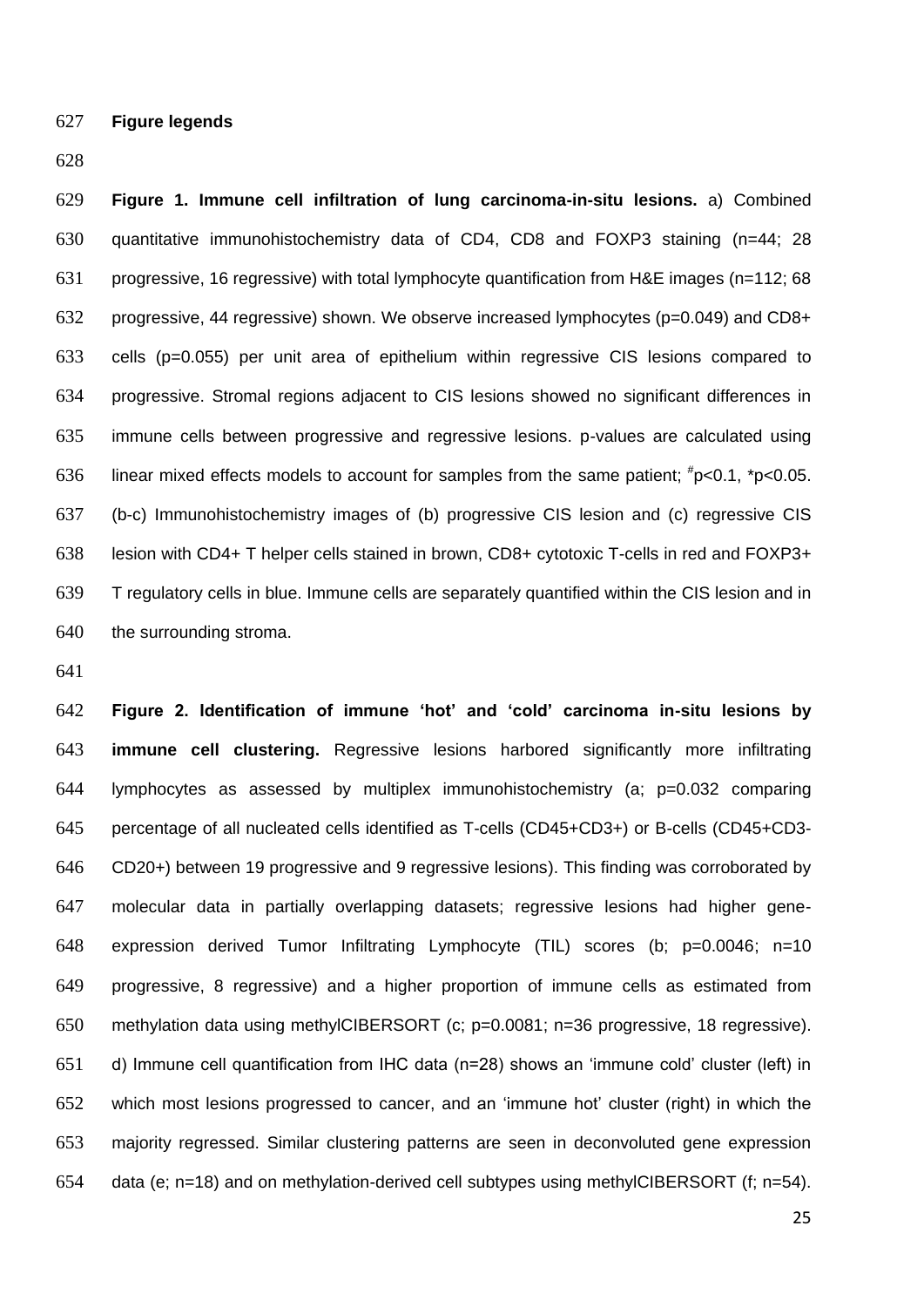**Figure legends**

**Figure 1. Immune cell infiltration of lung carcinoma-in-situ lesions.** a) Combined quantitative immunohistochemistry data of CD4, CD8 and FOXP3 staining (n=44; 28 progressive, 16 regressive) with total lymphocyte quantification from H&E images (n=112; 68 progressive, 44 regressive) shown. We observe increased lymphocytes (p=0.049) and CD8+ cells (p=0.055) per unit area of epithelium within regressive CIS lesions compared to progressive. Stromal regions adjacent to CIS lesions showed no significant differences in immune cells between progressive and regressive lesions. p-values are calculated using linear mixed effects models to account for samples from the same patient; $^{\#}p<0.1$, $^{*}p<0.05$. (b-c) Immunohistochemistry images of (b) progressive CIS lesion and (c) regressive CIS lesion with CD4+ T helper cells stained in brown, CD8+ cytotoxic T-cells in red and FOXP3+ T regulatory cells in blue. Immune cells are separately quantified within the CIS lesion and in the surrounding stroma.

**Figure 2. Identification of immune 'hot' and 'cold' carcinoma in-situ lesions by immune cell clustering.** Regressive lesions harbored significantly more infiltrating lymphocytes as assessed by multiplex immunohistochemistry (a; p=0.032 comparing percentage of all nucleated cells identified as T-cells (CD45+CD3+) or B-cells (CD45+CD3-CD20+) between 19 progressive and 9 regressive lesions). This finding was corroborated by molecular data in partially overlapping datasets; regressive lesions had higher gene-expression derived Tumor Infiltrating Lymphocyte (TIL) scores (b; p=0.0046; n=10 progressive, 8 regressive) and a higher proportion of immune cells as estimated from methylation data using methylCIBERSORT (c; p=0.0081; n=36 progressive, 18 regressive). d) Immune cell quantification from IHC data (n=28) shows an 'immune cold' cluster (left) in which most lesions progressed to cancer, and an 'immune hot' cluster (right) in which the majority regressed. Similar clustering patterns are seen in deconvoluted gene expression data (e; n=18) and on methylation-derived cell subtypes using methylCIBERSORT (f; n=54).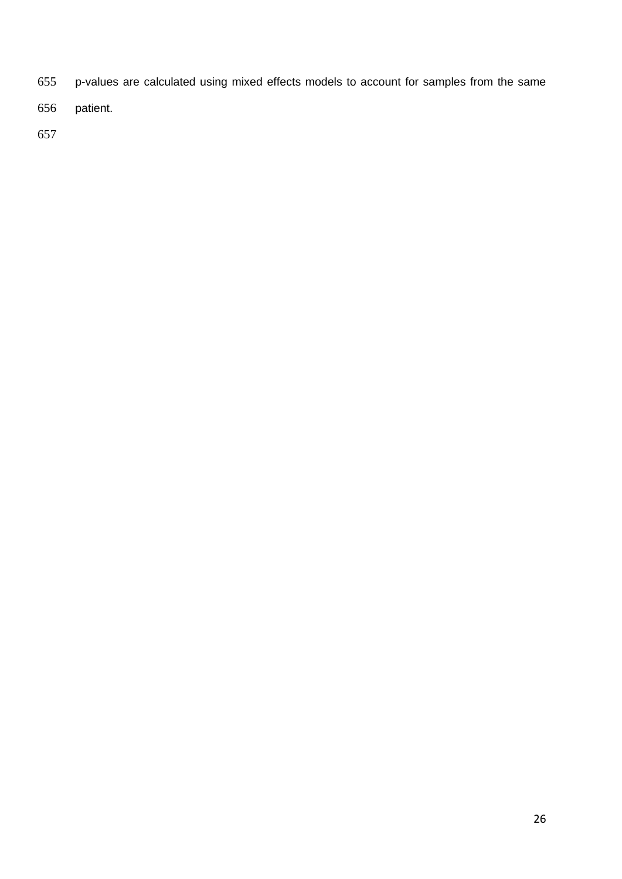p-values are calculated using mixed effects models to account for samples from the same patient.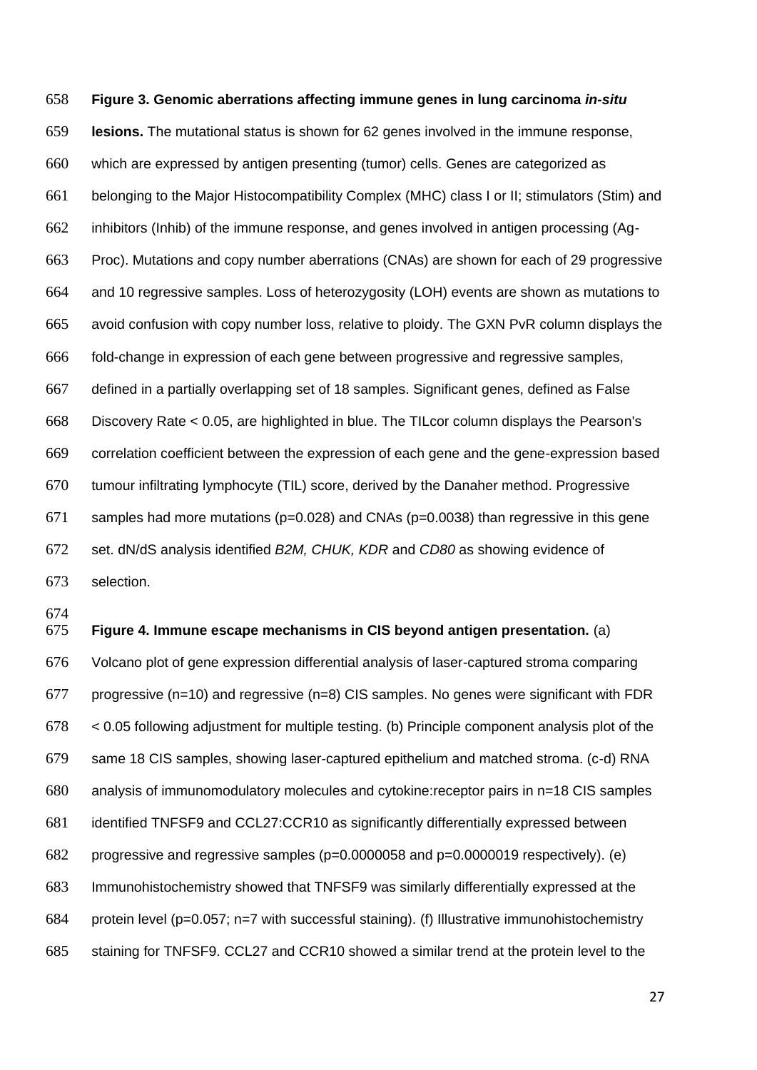**Figure 3. Genomic aberrations affecting immune genes in lung carcinoma *in-situ* lesions.** The mutational status is shown for 62 genes involved in the immune response, which are expressed by antigen presenting (tumor) cells. Genes are categorized as belonging to the Major Histocompatibility Complex (MHC) class I or II; stimulators (Stim) and inhibitors (Inhib) of the immune response, and genes involved in antigen processing (Ag-Proc). Mutations and copy number aberrations (CNAs) are shown for each of 29 progressive and 10 regressive samples. Loss of heterozygosity (LOH) events are shown as mutations to avoid confusion with copy number loss, relative to ploidy. The GXN PvR column displays the fold-change in expression of each gene between progressive and regressive samples, defined in a partially overlapping set of 18 samples. Significant genes, defined as False Discovery Rate < 0.05, are highlighted in blue. The TILcor column displays the Pearson's correlation coefficient between the expression of each gene and the gene-expression based tumour infiltrating lymphocyte (TIL) score, derived by the Danaher method. Progressive samples had more mutations (p=0.028) and CNAs (p=0.0038) than regressive in this gene set. dN/dS analysis identified *B2M, CHUK, KDR* and *CD80* as showing evidence of selection.

**Figure 4. Immune escape mechanisms in CIS beyond antigen presentation.** (a) Volcano plot of gene expression differential analysis of laser-captured stroma comparing progressive (n=10) and regressive (n=8) CIS samples. No genes were significant with FDR < 0.05 following adjustment for multiple testing. (b) Principle component analysis plot of the same 18 CIS samples, showing laser-captured epithelium and matched stroma. (c-d) RNA analysis of immunomodulatory molecules and cytokine:receptor pairs in n=18 CIS samples identified TNFSF9 and CCL27:CCR10 as significantly differentially expressed between progressive and regressive samples (p=0.0000058 and p=0.0000019 respectively). (e) Immunohistochemistry showed that TNFSF9 was similarly differentially expressed at the protein level (p=0.057; n=7 with successful staining). (f) Illustrative immunohistochemistry staining for TNFSF9. CCL27 and CCR10 showed a similar trend at the protein level to the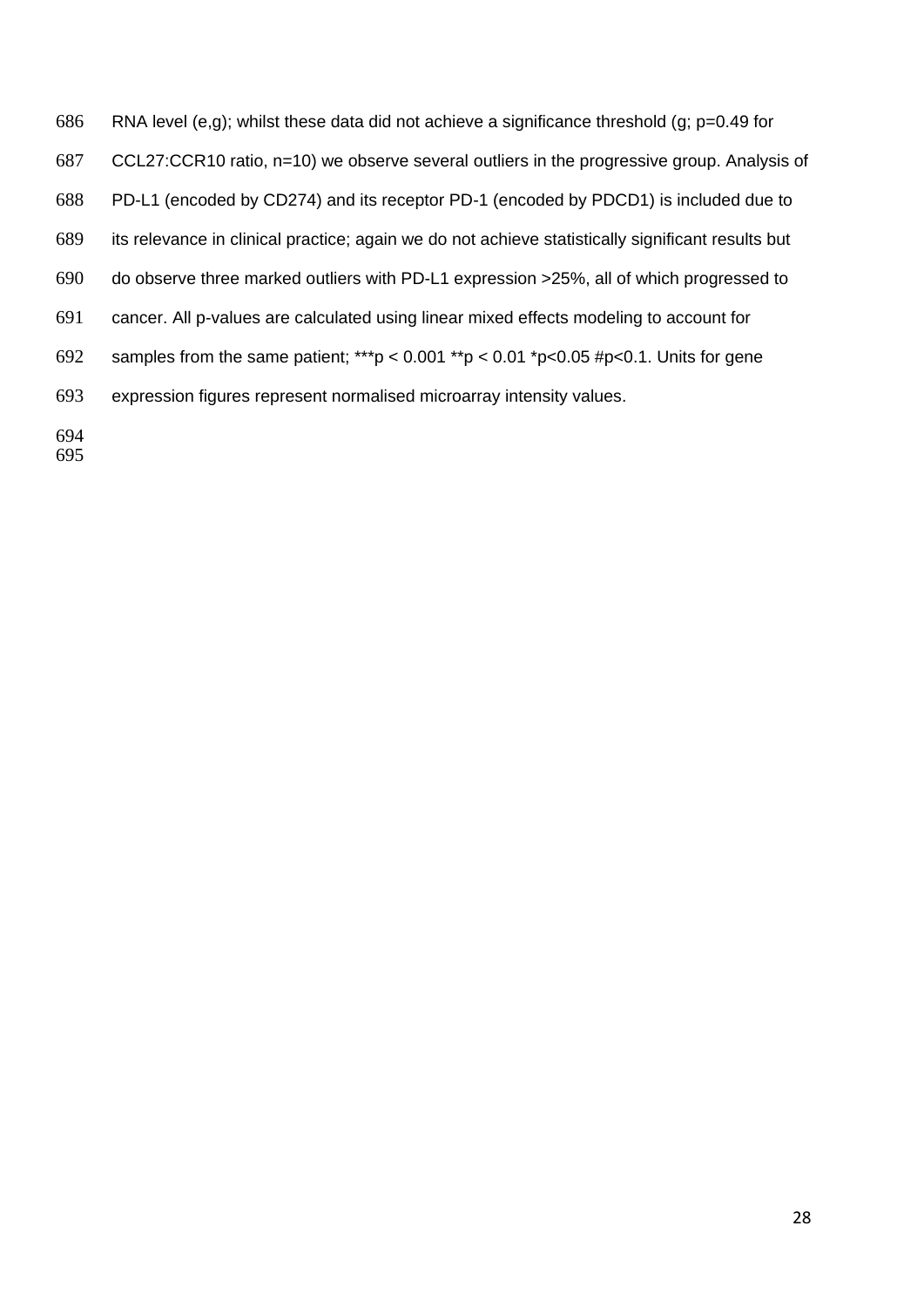RNA level (e,g); whilst these data did not achieve a significance threshold (g; $p=0.49$ for CCL27:CCR10 ratio, $n=10$) we observe several outliers in the progressive group. Analysis of PD-L1 (encoded by CD274) and its receptor PD-1 (encoded by PDCD1) is included due to its relevance in clinical practice; again we do not achieve statistically significant results but do observe three marked outliers with PD-L1 expression >25%, all of which progressed to cancer. All p-values are calculated using linear mixed effects modeling to account for samples from the same patient; ***$p < 0.001$ **$p < 0.01$ *$p<0.05$ #$p<0.1$. Units for gene expression figures represent normalised microarray intensity values.